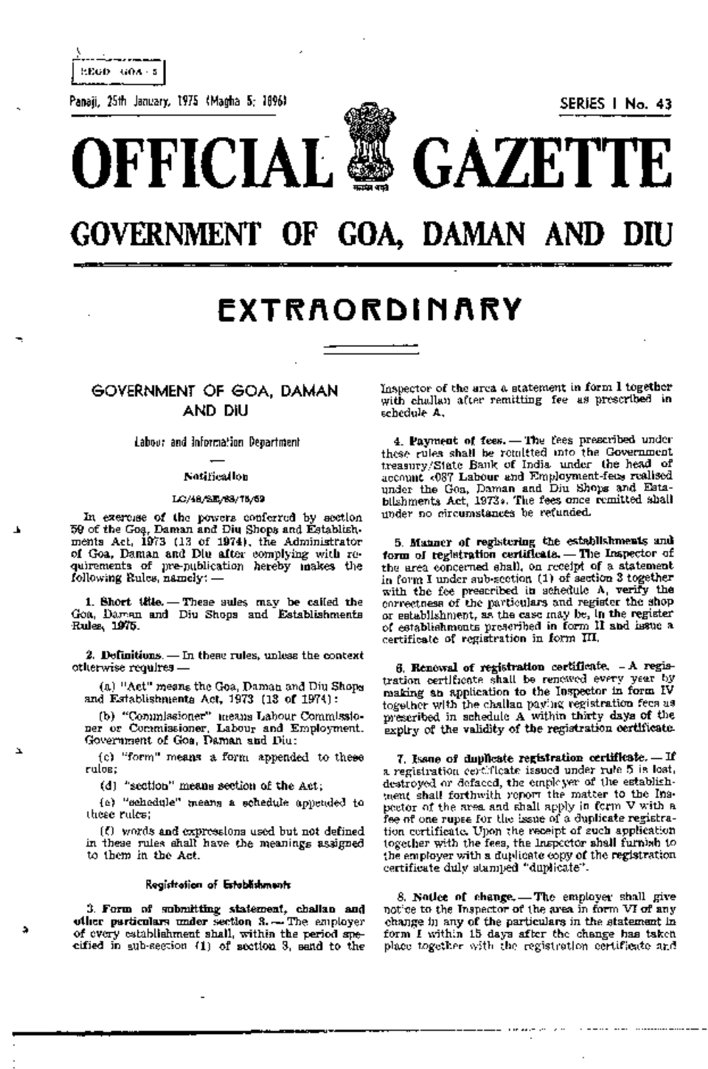REGD. GOA - 5

Panaji, 25th January, 1975 (Magha 5, 1896)

SERIES I No. 43

# OFFICIAL GAZETTE

# GOVERNMENT OF GOA, DAMAN AND DIU

## EXTRAORDINARY

### GOVERNMENT OF GOA, DAMAN AND DIU

Labour and Information Department

**Notification**

LC/46/SE/65/75/69

In exercise of the powers conferred by section 59 of the Goa, Daman and Diu Shops and Establishments Act, 1973 (13 of 1974), the Administrator of Goa, Daman and Diu after complying with requirements of pre-publication hereby makes the following Rules, namely: —

**1. Short title.** — These rules may be called the Goa, Daman and Diu Shops and Establishments Rules, 1975.

**2. Definitions.** — In these rules, unless the context otherwise requires —

(a) "Act" means the Goa, Daman and Diu Shops and Establishments Act, 1973 (13 of 1974);

(b) "Commissioner" means Labour Commissioner or Commissioner, Labour and Employment, Government of Goa, Daman and Diu;

(c) "form" means a form appended to these rules;

(d) "section" means section of the Act;

(e) "schedule" means a schedule appended to these rules;

(f) words and expressions used but not defined in these rules shall have the meanings assigned to them in the Act.

#### Registration of Establishments

**3. Form of submitting statement, challan and other particulars under section 3.** — The employer of every establishment shall, within the period specified in sub-section (1) of section 3, send to the Inspector of the area a statement in form I together with challan after remitting fee as prescribed in schedule A.

**4. Payment of fees.** — The fees prescribed under these rules shall be remitted into the Government treasury/State Bank of India under the head of account «087 Labour and Employment-fees realised under the Goa, Daman and Diu Shops and Establishments Act, 1973». The fees once remitted shall under no circumstances be refunded.

**5. Manner of registering the establishments and form of registration certificate.** — The Inspector of the area concerned shall, on receipt of a statement in form I under sub-section (1) of section 3 together with the fee prescribed in schedule A, verify the correctness of the particulars and register the shop or establishment, as the case may be, in the register of establishments prescribed in form II and issue a certificate of registration in form III.

**6. Renewal of registration certificate.** — A registration certificate shall be renewed every year by making an application to the Inspector in form IV together with the challan paying registration fees as prescribed in schedule A within thirty days of the expiry of the validity of the registration certificate.

**7. Issue of duplicate registration certificate.** — If a registration certificate issued under rule 5 is lost, destroyed or defaced, the employer of the establishment shall forthwith report the matter to the Inspector of the area and shall apply in form V with a fee of one rupee for the issue of a duplicate registration certificate. Upon the receipt of such application together with the fees, the Inspector shall furnish to the employer with a duplicate copy of the registration certificate duly stamped "duplicate".

**8. Notice of change.** — The employer shall give notice to the Inspector of the area in form VI of any change in any of the particulars in the statement in form I within 15 days after the change has taken place together with the registration certificate and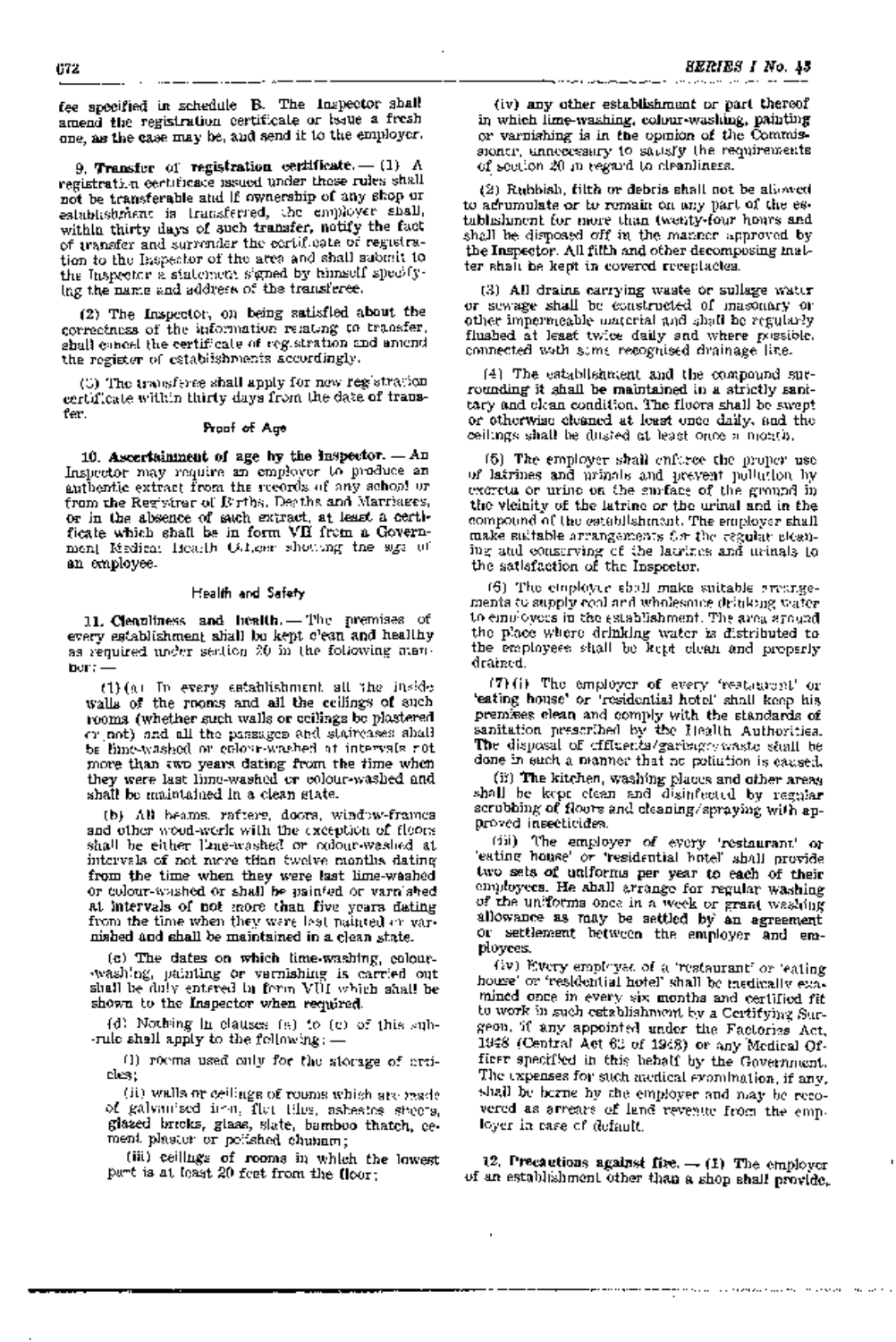fee specified in schedule B. The Inspector shall amend the registration certificate or issue a fresh one, as the case may be, and send it to the employer.

**9. Transfer of registration certificate.** — (1) A registration certificate issued under these rules shall not be transferable and if ownership of any shop or establishment is transferred, the employer shall, within thirty days of such transfer, notify the fact of transfer and surrender the certificate of registration to the Inspector of the area and shall submit to the Inspector a statement signed by himself specifying the name and address of the transferee.

(2) The Inspector, on being satisfied about the correctness of the information relating to transfer, shall cancel the certificate of registration and amend the register of establishments accordingly.

(3) The transferee shall apply for new registration certificate within thirty days from the date of transfer.

### Proof of Age

**10. Ascertainment of age by the Inspector.** — An Inspector may require an employer to produce an authentic extract from the records of any school or from the Registrar of Births, Deaths and Marriages, or in the absence of such extract, at least a certificate which shall be in form VII from a Government Medical Health Officer showing the age of an employee.

### Health and Safety

**11. Cleanliness and health.** — The premises of every establishment shall be kept clean and healthy as required under section 20 in the following manner: —

(1) (a) In every establishment all the inside walls of the rooms and all the ceilings of such rooms (whether such walls or ceilings be plastered or not) and all the passages and staircases shall be lime-washed or colour-washed at intervals not more than two years dating from the time when they were last lime-washed or colour-washed and shall be maintained in a clean state.

(b) All beams, rafters, doors, window-frames and other wood-work with the exception of floors shall be either lime-washed or colour-washed at intervals of not more than twelve months dating from the time when they were last lime-washed or colour-washed or shall be painted or varnished at intervals of not more than five years dating from the time when they were last painted or varnished and shall be maintained in a clean state.

(c) The dates on which lime-washing, colour-washing, painting or varnishing is carried out shall be duly entered in form VIII which shall be shown to the Inspector when required.

(d) Nothing in clauses (a) to (c) of this sub-rule shall apply to the following: —

(i) rooms used only for the storage of articles;

(ii) walls or ceilings of rooms which are made of galvanised iron, flat tiles, asbestos sheets, glazed bricks, glass, slate, bamboo thatch, cement plaster or polished chunam;

(iii) ceilings of rooms in which the lowest part is at least 20 feet from the floor;

(iv) any other establishment or part thereof in which lime-washing, colour-washing, painting or varnishing is in the opinion of the Commissioner, unnecessary to satisfy the requirements of section 20 in regard to cleanliness.

(2) Rubbish, filth or debris shall not be allowed to accumulate or to remain on any part of the establishment for more than twenty-four hours and shall be disposed off in the manner approved by the Inspector. All filth and other decomposing matter shall be kept in covered receptacles.

(3) All drains carrying waste or sullage water or sewage shall be constructed of masonry or other impermeable material and shall be regularly flushed at least twice daily and where possible, connected with some recognised drainage line.

(4) The establishment and the compound surrounding it shall be maintained in a strictly sanitary and clean condition. The floors shall be swept or otherwise cleaned at least once daily, and the ceilings shall be dusted at least once a month.

(5) The employer shall enforce the proper use of latrines and urinals and prevent pollution by excreta or urine on the surface of the ground in the vicinity of the latrine or the urinal and in the compound of the establishment. The employer shall make suitable arrangements for the regular cleaning and conserving of the latrines and urinals to the satisfaction of the Inspector.

(6) The employer shall make suitable arrangements to supply cool and wholesome drinking water to employees in the establishment. The area around the place where drinking water is distributed to the employees shall be kept clean and properly drained.

(7) (i) The employer of every 'restaurant' or 'eating house' or 'residential hotel' shall keep his premises clean and comply with the standards of sanitation prescribed by the Health Authorities. The disposal of effluents/garbage/waste shall be done in such a manner that no pollution is caused.

(ii) The kitchen, washing places and other areas shall be kept clean and disinfected by regular scrubbing of floors and cleaning/spraying with approved insecticides.

(iii) The employer of every 'restaurant' or 'eating house' or 'residential hotel' shall provide two sets of uniforms per year to each of their employees. He shall arrange for regular washing of the uniforms once in a week or grant washing allowance as may be settled by an agreement or settlement between the employer and employees.

(iv) Every employee of a 'restaurant' or 'eating house' or 'residential hotel' shall be medically examined once in every six months and certified fit to work in such establishment by a Certifying Surgeon, if any appointed under the Factories Act, 1948 (Central Act 63 of 1948) or any Medical Officer specified in this behalf by the Government. The expenses for such medical examination, if any, shall be borne by the employer and may be recovered as arrears of land revenue from the employer in case of default.

**12. Precautions against fire.** — (1) The employer of an establishment other than a shop shall provide,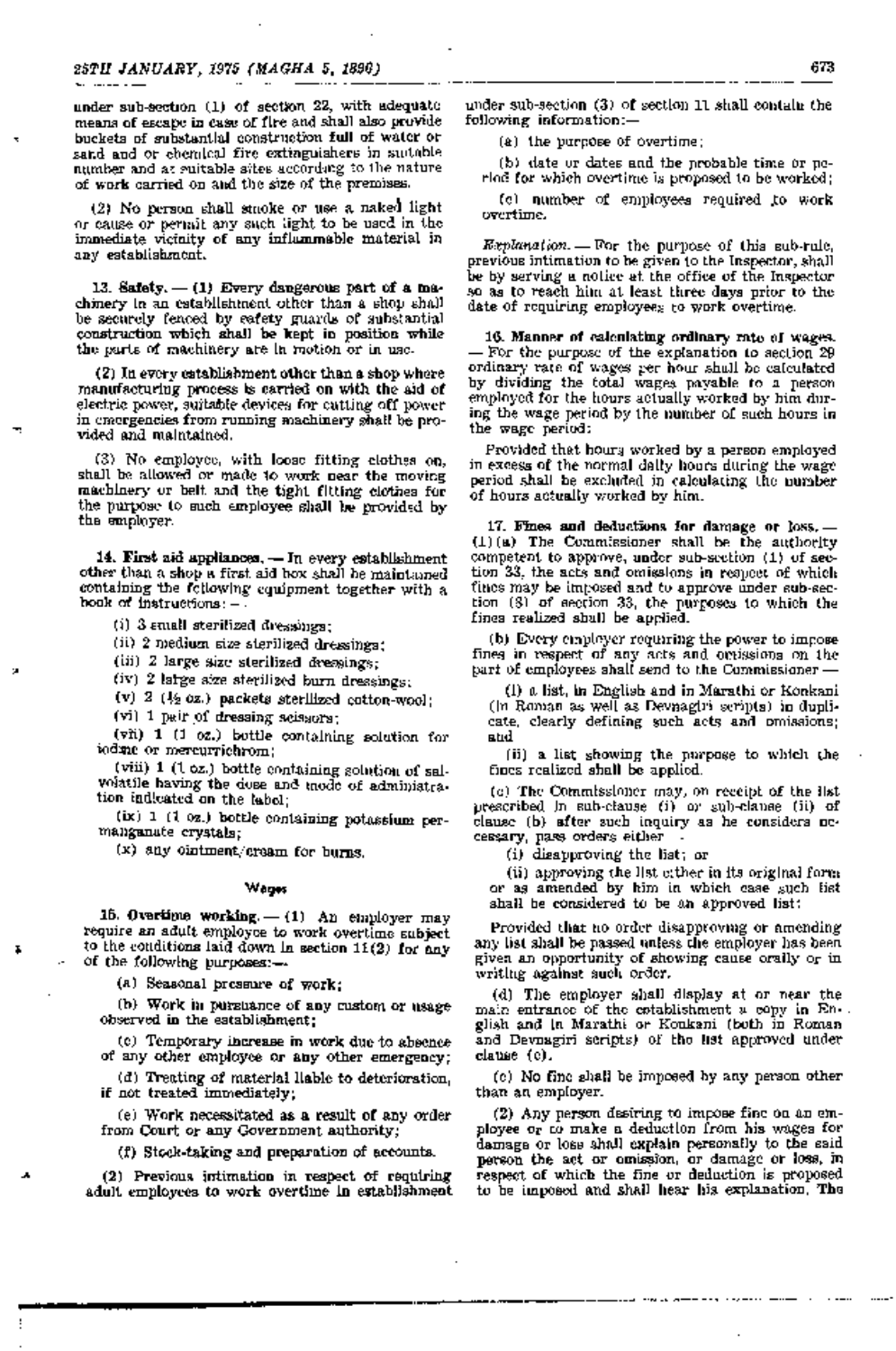under sub-section (1) of section 22, with adequate means of escape in case of fire and shall also provide buckets of substantial construction full of water or sand and or chemical fire extinguishers in suitable number and at suitable sites according to the nature of work carried on and the size of the premises.

(2) No person shall smoke or use a naked light or cause or permit any such light to be used in the immediate vicinity of any inflammable material in any establishment.

**13. Safety.** — (1) Every dangerous part of a machinery in an establishment other than a shop shall be securely fenced by safety guards of substantial construction which shall be kept in position while the parts of machinery are in motion or in use.

(2) In every establishment other than a shop where manufacturing process is carried on with the aid of electric power, suitable devices for cutting off power in emergencies from running machinery shall be provided and maintained.

(3) No employee, with loose fitting clothes on, shall be allowed or made to work near the moving machinery or belt and the tight fitting clothes for the purpose to such employee shall be provided by the employer.

**14. First aid appliances.** — In every establishment other than a shop a first aid box shall be maintained containing the following equipment together with a book of instructions: —

(i) 3 small sterilized dressings;

(ii) 2 medium size sterilized dressings;

(iii) 2 large size sterilized dressings;

(iv) 2 large size sterilized burn dressings;

(v) 2 (½ oz.) packets sterilized cotton-wool;

(vi) 1 pair of dressing scissors;

(vii) 1 (1 oz.) bottle containing solution for iodine or mercurrichrom;

(viii) 1 (1 oz.) bottle containing solution of salvolatile having the dose and mode of administration indicated on the label;

(ix) 1 (1 oz.) bottle containing potassium permanganate crystals;

(x) any ointment/cream for burns.

### Wages

**15. Overtime working.** — (1) An employer may require an adult employee to work overtime subject to the conditions laid down in section 11(2) for any of the following purposes:—

(a) Seasonal pressure of work;

(b) Work in pursuance of any custom or usage observed in the establishment;

(c) Temporary increase in work due to absence of any other employee or any other emergency;

(d) Treating of material liable to deterioration, if not treated immediately;

(e) Work necessitated as a result of any order from Court or any Government authority;

(f) Stock-taking and preparation of accounts.

(2) Previous intimation in respect of requiring adult employees to work overtime in establishment under sub-section (3) of section 11 shall contain the following information:—

(a) the purpose of overtime;

(b) date or dates and the probable time or period for which overtime is proposed to be worked;

(c) number of employees required to work overtime.

*Explanation.* — For the purpose of this sub-rule, previous intimation to be given to the Inspector, shall be by serving a notice at the office of the Inspector so as to reach him at least three days prior to the date of requiring employees to work overtime.

**16. Manner of calculating ordinary rate of wages.** — For the purpose of the explanation to section 29 ordinary rate of wages per hour shall be calculated by dividing the total wages payable to a person employed for the hours actually worked by him during the wage period by the number of such hours in the wage period:

Provided that hours worked by a person employed in excess of the normal daily hours during the wage period shall be excluded in calculating the number of hours actually worked by him.

**17. Fines and deductions for damage or loss.** — (1) (a) The Commissioner shall be the authority competent to approve, under sub-section (1) of section 33, the acts and omissions in respect of which fines may be imposed and to approve under sub-section (3) of section 33, the purposes to which the fines realized shall be applied.

(b) Every employer requiring the power to impose fines in respect of any acts and omissions on the part of employees shall send to the Commissioner —

(i) a list, in English and in Marathi or Konkani (in Roman as well as Devnagiri scripts) in duplicate, clearly defining such acts and omissions; and

(ii) a list showing the purpose to which the fines realized shall be applied.

(c) The Commissioner may, on receipt of the list prescribed in sub-clause (i) or sub-clause (ii) of clause (b) after such inquiry as he considers necessary, pass orders either

(i) disapproving the list; or

(ii) approving the list either in its original form or as amended by him in which case such list shall be considered to be an approved list:

Provided that no order disapproving or amending any list shall be passed unless the employer has been given an opportunity of showing cause orally or in writing against such order.

(d) The employer shall display at or near the main entrance of the establishment a copy in English and in Marathi or Konkani (both in Roman and Devnagiri scripts) of the list approved under clause (c).

(e) No fine shall be imposed by any person other than an employer.

(2) Any person desiring to impose fine on an employee or to make a deduction from his wages for damage or loss shall explain personally to the said person the act or omission, or damage or loss, in respect of which the fine or deduction is proposed to be imposed and shall hear his explanation. The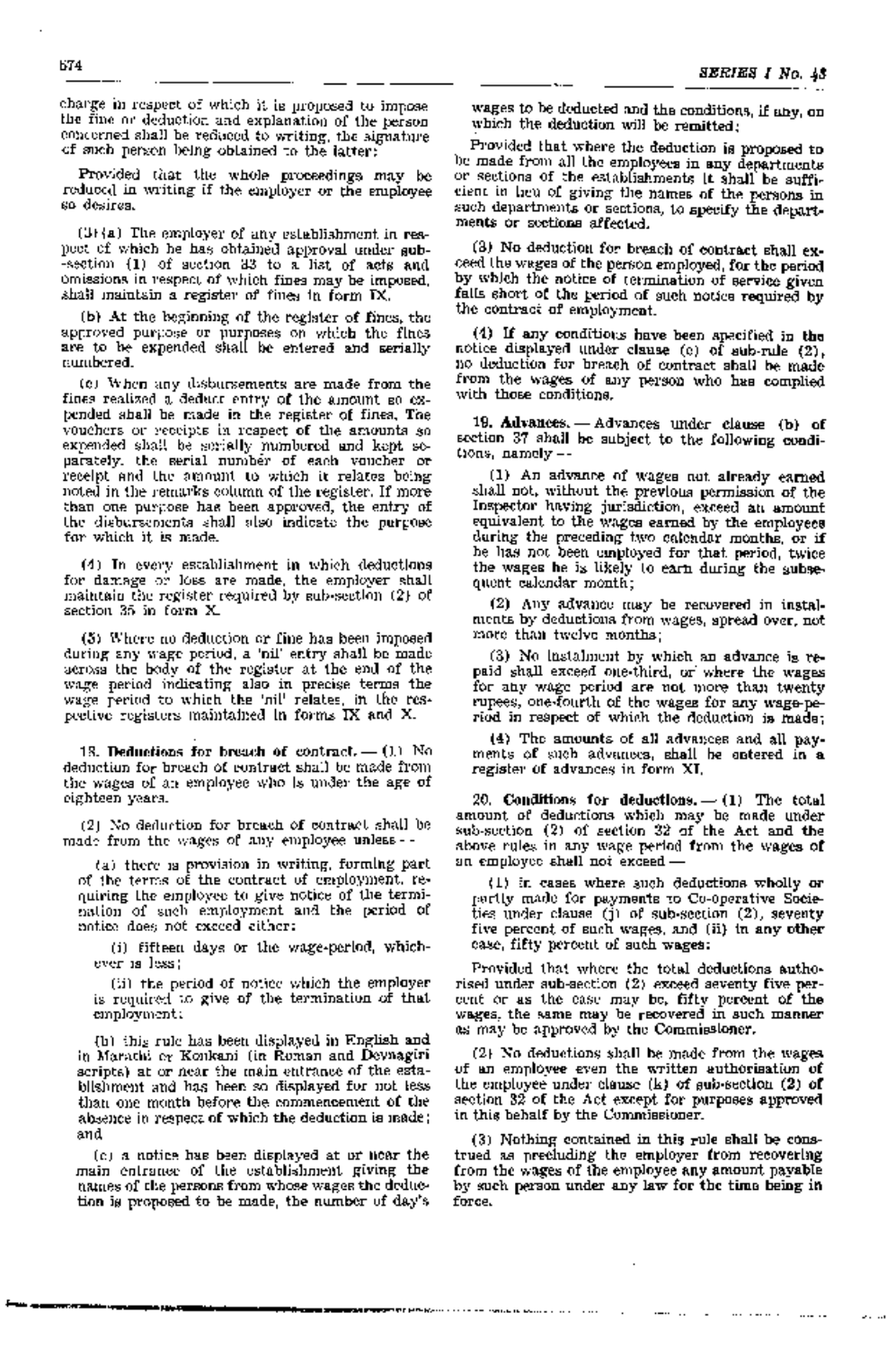charge in respect of which it is proposed to impose the fine or deduction and explanation of the person concerned shall be reduced to writing, the signature of such person being obtained to the latter:

Provided that the whole proceedings may be reduced in writing if the employer or the employee so desires.

(3)(a) The employer of any establishment in respect of which he has obtained approval under sub-section (1) of section 33 to a list of acts and omissions in respect of which fines may be imposed, shall maintain a register of fines in form IX.

(b) At the beginning of the register of fines, the approved purpose or purposes on which the fines are to be expended shall be entered and serially numbered.

(c) When any disbursements are made from the fines realized a deduct entry of the amount so expended shall be made in the register of fines. The vouchers or receipts in respect of the amounts so expended shall be serially numbered and kept separately, the serial number of each voucher or receipt and the amount to which it relates being noted in the remarks column of the register. If more than one purpose has been approved, the entry of the disbursements shall also indicate the purpose for which it is made.

(4) In every establishment in which deductions for damage or loss are made, the employer shall maintain the register required by sub-section (2) of section 35 in form X.

(5) Where no deduction or fine has been imposed during any wage period, a 'nil' entry shall be made across the body of the register at the end of the wage period indicating also in precise terms the wage period to which the 'nil' relates, in the respective registers maintained in forms IX and X.

18. **Deductions for breach of contract.** — (1) No deduction for breach of contract shall be made from the wages of an employee who is under the age of eighteen years.

(2) No deduction for breach of contract shall be made from the wages of any employee unless —

(a) there is provision in writing, forming part of the terms of the contract of employment, requiring the employee to give notice of the termination of such employment and the period of notice does not exceed either:

(i) fifteen days or the wage-period, whichever is less;

(ii) the period of notice which the employer is required to give of the termination of that employment;

(b) this rule has been displayed in English and in Marathi or Konkani (in Roman and Devnagiri scripts) at or near the main entrance of the establishment and has been so displayed for not less than one month before the commencement of the absence in respect of which the deduction is made; and

(c) a notice has been displayed at or near the main entrance of the establishment giving the names of the persons from whose wages the deduction is proposed to be made, the number of day's wages to be deducted and the conditions, if any, on which the deduction will be remitted;

Provided that where the deduction is proposed to be made from all the employees in any departments or sections of the establishments it shall be sufficient in lieu of giving the names of the persons in such departments or sections, to specify the departments or sections affected.

(3) No deduction for breach of contract shall exceed the wages of the person employed, for the period by which the notice of termination of service given falls short of the period of such notice required by the contract of employment.

(4) If any conditions have been specified in the notice displayed under clause (c) of sub-rule (2), no deduction for breach of contract shall be made from the wages of any person who has complied with those conditions.

19. **Advances.** — Advances under clause (b) of section 37 shall be subject to the following conditions, namely —

(1) An advance of wages not already earned shall not, without the previous permission of the Inspector having jurisdiction, exceed an amount equivalent to the wages earned by the employees during the preceding two calendar months, or if he has not been employed for that period, twice the wages he is likely to earn during the subsequent calendar month;

(2) Any advance may be recovered in instalments by deductions from wages, spread over, not more than twelve months;

(3) No instalment by which an advance is repaid shall exceed one-third, or where the wages for any wage period are not more than twenty rupees, one-fourth of the wages for any wage-period in respect of which the deduction is made;

(4) The amounts of all advances and all payments of such advances, shall be entered in a register of advances in form XI.

20. **Conditions for deductions.** — (1) The total amount of deductions which may be made under sub-section (2) of section 32 of the Act and the above rules in any wage period from the wages of an employee shall not exceed —

(i) in cases where such deductions wholly or partly made for payments to Co-operative Societies under clause (j) of sub-section (2), seventy five percent of such wages, and (ii) in any other case, fifty percent of such wages:

Provided that where the total deductions authorised under sub-section (2) exceed seventy five percent or as the case may be, fifty percent of the wages, the same may be recovered in such manner as may be approved by the Commissioner.

(2) No deductions shall be made from the wages of an employee even the written authorisation of the employee under clause (k) of sub-section (2) of section 32 of the Act except for purposes approved in this behalf by the Commissioner.

(3) Nothing contained in this rule shall be construed as precluding the employer from recovering from the wages of the employee any amount payable by such person under any law for the time being in force.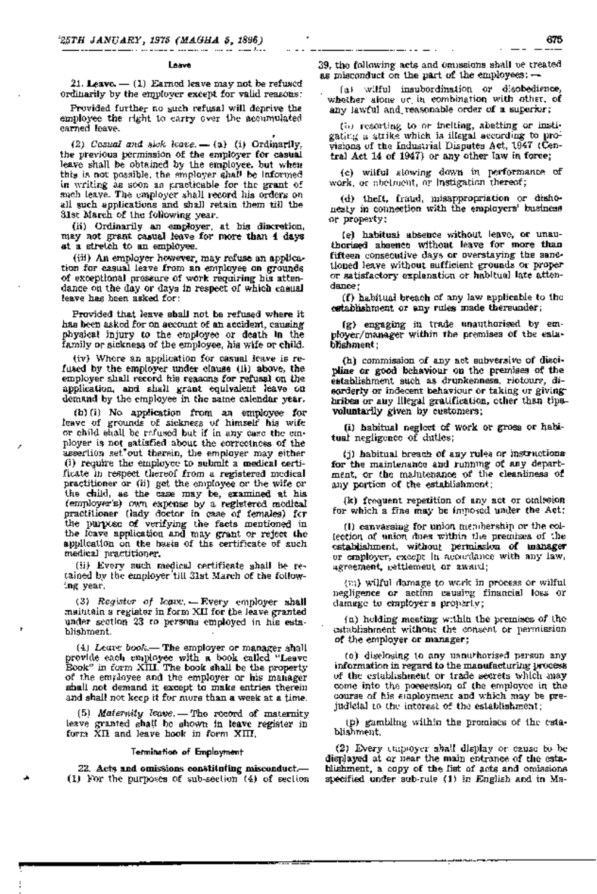### Leave

21. **Leave.** — (1) Earned leave may not be refused ordinarily by the employer except for valid reasons:

Provided further no such refusal will deprive the employee the right to carry over the accumulated earned leave.

(2) *Casual and sick leave.* — (a) (i) Ordinarily, the previous permission of the employer for casual leave shall be obtained by the employee, but when this is not possible, the employer shall be informed in writing as soon as practicable for the grant of such leave. The employer shall record his orders on all such applications and shall retain them till the 31st March of the following year.

(ii) Ordinarily an employer, at his discretion, may not grant casual leave for more than 4 days at a stretch to an employee.

(iii) An employer however, may refuse an application for casual leave from an employee on grounds of exceptional pressure of work requiring his attendance on the day or days in respect of which casual leave has been asked for:

Provided that leave shall not be refused where it has been asked for on account of an accident, causing physical injury to the employee or death in the family or sickness of the employee, his wife or child.

(iv) Where an application for casual leave is refused by the employer under clause (iii) above, the employer shall record his reasons for refusal on the application, and shall grant equivalent leave on demand by the employee in the same calendar year.

(b) (i) No application from an employee for leave of grounds of sickness of himself his wife or child shall be refused but if in any case the employer is not satisfied about the correctness of the assertion set out therein, the employer may either (i) require the employee to submit a medical certificate in respect thereof from a registered medical practitioner or (ii) get the employee or the wife or the child, as the case may be, examined at his (employer's) own expense by a registered medical practitioner (lady doctor in case of females) for the purpose of verifying the facts mentioned in the leave application and may grant or reject the application on the basis of the certificate of such medical practitioner.

(ii) Every such medical certificate shall be retained by the employer till 31st March of the following year.

(3) *Register of leave.* — Every employer shall maintain a register in form XII for the leave granted under section 23 to persons employed in his establishment.

(4) *Leave book.* — The employer or manager shall provide each employee with a book called "Leave Book" in form XIII. The book shall be the property of the employee and the employer or his manager shall not demand it except to make entries therein and shall not keep it for more than a week at a time.

(5) *Maternity leave.* — The record of maternity leave granted shall be shown in leave register in form XII and leave book in form XIII.

### Termination of Employment

22. **Acts and omissions constituting misconduct.** — (1) For the purposes of sub-section (4) of section 39, the following acts and omissions shall be treated as misconduct on the part of the employees: —

(a) wilful insubordination or disobedience, whether alone or in combination with other, of any lawful and reasonable order of a superior;

(b) resorting to or inciting, abetting or instigating a strike which is illegal according to provisions of the Industrial Disputes Act, 1947 (Central Act 14 of 1947) or any other law in force;

(c) wilful slowing down in performance of work, or abetment, or instigation thereof;

(d) theft, fraud, misappropriation or dishonesty in connection with the employers' business or property;

(e) habitual absence without leave, or unauthorised absence without leave for more than fifteen consecutive days or overstaying the sanctioned leave without sufficient grounds or proper or satisfactory explanation or habitual late attendance;

(f) habitual breach of any law applicable to the establishment or any rules made thereunder;

(g) engaging in trade unauthorised by employer/manager within the premises of the establishment;

(h) commission of any act subversive of discipline or good behaviour on the premises of the establishment such as drunkenness, riotous, disorderly or indecent behaviour or taking or giving bribes or any illegal gratification, other than tips voluntarily given by customers;

(i) habitual neglect of work or gross or habitual negligence of duties;

(j) habitual breach of any rules or instructions for the maintenance and running of any department, or the maintenance of the cleanliness of any portion of the establishment;

(k) frequent repetition of any act or omission for which a fine may be imposed under the Act;

(l) canvassing for union membership or the collection of union dues within the premises of the establishment, without permission of manager or employer, except in accordance with any law, agreement, settlement or award;

(m) wilful damage to work in process or wilful negligence or action causing financial loss or damage to employer's property;

(n) holding meeting within the premises of the establishment without the consent or permission of the employer or manager;

(o) disclosing to any unauthorised person any information in regard to the manufacturing process of the establishment or trade secrets which may come into the possession of the employee in the course of his employment and which may be prejudicial to the interest of the establishment;

(p) gambling within the premises of the establishment.

(2) Every employer shall display or cause to be displayed at or near the main entrance of the establishment, a copy of the list of acts and omissions specified under sub-rule (1) in English and in Ma-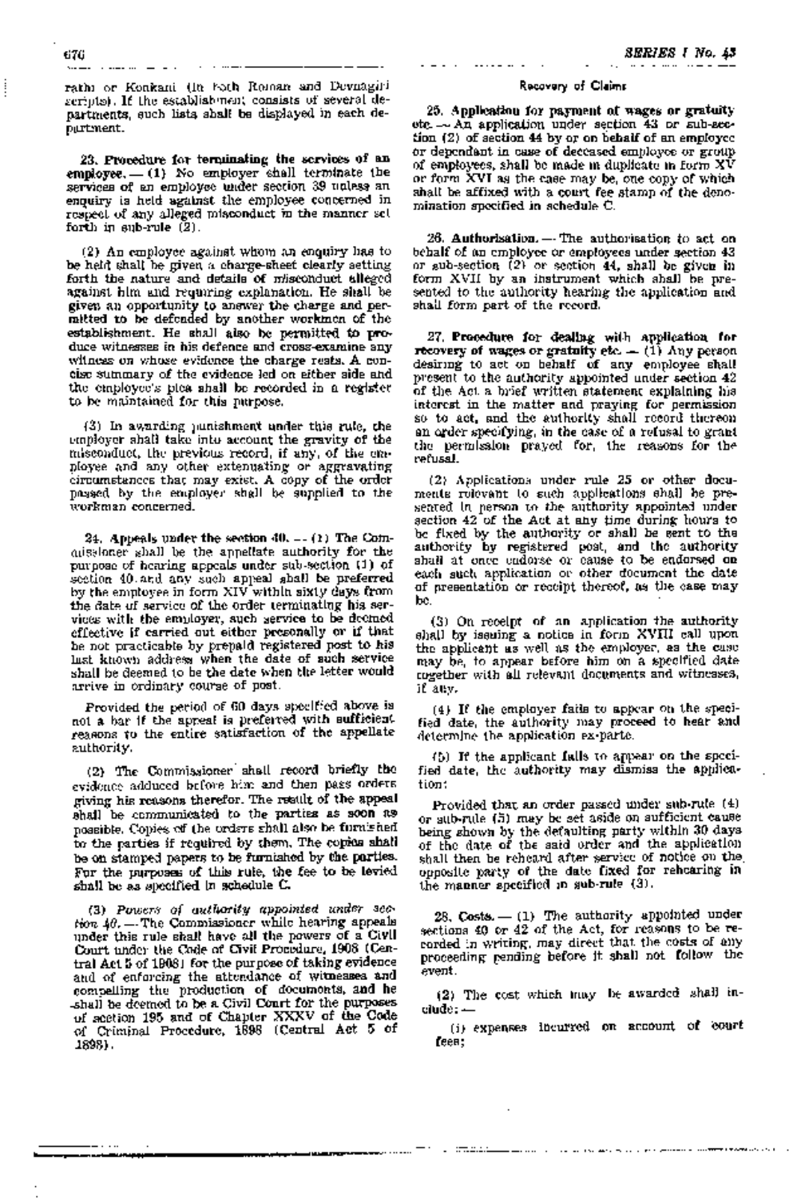rathi or Konkani (in both Roman and Devnagiri scripts). If the establishment consists of several departments, such lists shall be displayed in each department.

**23. Procedure for terminating the services of an employee.** — (1) No employer shall terminate the services of an employee under section 39 unless an enquiry is held against the employee concerned in respect of any alleged misconduct in the manner set forth in sub-rule (2).

(2) An employee against whom an enquiry has to be held shall be given a charge-sheet clearly setting forth the nature and details of misconduct alleged against him and requiring explanation. He shall be given an opportunity to answer the charge and permitted to be defended by another workmen of the establishment. He shall also be permitted to produce witnesses in his defence and cross-examine any witness on whose evidence the charge rests. A concise summary of the evidence led on either side and the employee's plea shall be recorded in a register to be maintained for this purpose.

(3) In awarding punishment under this rule, the employer shall take into account the gravity of the misconduct, the previous record, if any, of the employee and any other extenuating or aggravating circumstances that may exist. A copy of the order passed by the employer shall be supplied to the workman concerned.

**24. Appeals under the section 40.** — (1) The Commissioner shall be the appellate authority for the purpose of hearing appeals under sub-section (1) of section 40 and any such appeal shall be preferred by the employee in form XIV within sixty days from the date of service of the order terminating his services with the employer, such service to be deemed effective if carried out either personally or if that be not practicable by prepaid registered post to his last known address when the date of such service shall be deemed to be the date when the letter would arrive in ordinary course of post.

Provided the period of 60 days specified above is not a bar if the appeal is preferred with sufficient reasons to the entire satisfaction of the appellate authority.

(2) The Commissioner shall record briefly the evidence adduced before him and then pass orders giving his reasons therefor. The result of the appeal shall be communicated to the parties as soon as possible. Copies of the orders shall also be furnished to the parties if required by them. The copies shall be on stamped papers to be furnished by the parties. For the purposes of this rule, the fee to be levied shall be as specified in schedule C.

(3) *Powers of authority appointed under section 40.* — The Commissioner while hearing appeals under this rule shall have all the powers of a Civil Court under the Code of Civil Procedure, 1908 (Central Act 5 of 1908) for the purpose of taking evidence and of enforcing the attendance of witnesses and compelling the production of documents, and he shall be deemed to be a Civil Court for the purposes of section 195 and of Chapter XXXV of the Code of Criminal Procedure, 1898 (Central Act 5 of 1898).

### Recovery of Claims

**25. Application for payment of wages or gratuity etc.** — An application under section 43 or sub-section (2) of section 44 by or on behalf of an employee or dependant in case of deceased employee or group of employees, shall be made in duplicate in form XV or form XVI as the case may be, one copy of which shall be affixed with a court fee stamp of the denomination specified in schedule C.

**26. Authorisation.** — The authorisation to act on behalf of an employee or employees under section 43 or sub-section (2) or section 44, shall be given in form XVII by an instrument which shall be presented to the authority hearing the application and shall form part of the record.

**27. Procedure for dealing with application for recovery of wages or gratuity etc.** — (1) Any person desiring to act on behalf of any employee shall present to the authority appointed under section 42 of the Act a brief written statement explaining his interest in the matter and praying for permission so to act, and the authority shall record thereon an order specifying, in the case of a refusal to grant the permission prayed for, the reasons for the refusal.

(2) Applications under rule 25 or other documents relevant to such applications shall be presented in person to the authority appointed under section 42 of the Act at any time during hours to be fixed by the authority or shall be sent to the authority by registered post, and the authority shall at once endorse or cause to be endorsed on each such application or other document the date of presentation or receipt thereof, as the case may be.

(3) On receipt of an application the authority shall by issuing a notice in form XVIII call upon the applicant as well as the employer, as the case may be, to appear before him on a specified date together with all relevant documents and witnesses, if any.

(4) If the employer fails to appear on the specified date, the authority may proceed to hear and determine the application ex-parte.

(5) If the applicant fails to appear on the specified date, the authority may dismiss the application:

Provided that an order passed under sub-rule (4) or sub-rule (5) may be set aside on sufficient cause being shown by the defaulting party within 30 days of the date of the said order and the application shall then be reheard after service of notice on the opposite party of the date fixed for rehearing in the manner specified in sub-rule (3).

**28. Costs.** — (1) The authority appointed under sections 40 or 42 of the Act, for reasons to be recorded in writing, may direct that the costs of any proceeding pending before it shall not follow the event.

(2) The cost which may be awarded shall include: —

(i) expenses incurred on account of court fees;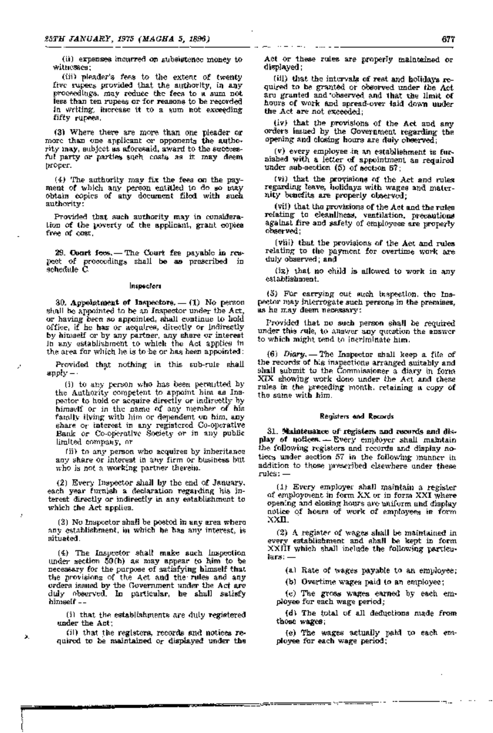(ii) expenses incurred on subsistence money to witnesses;

(iii) pleader's fees to the extent of twenty five rupees provided that the authority, in any proceedings, may reduce the fees to a sum not less than ten rupees or for reasons to be recorded in writing, increase it to a sum not exceeding fifty rupees.

(3) Where there are more than one pleader or more than one applicant or opponents the authority may, subject as aforesaid, award to the successful party or parties such costs as it may deem proper.

(4) The authority may fix the fees on the payment of which any person entitled to do so may obtain copies of any document filed with such authority:

Provided that such authority may in consideration of the poverty of the applicant, grant copies free of cost.

**29. Court fees.** — The Court fee payable in respect of proceedings shall be as prescribed in schedule C.

### Inspectors

**30. Appointment of Inspectors.** — (1) No person shall be appointed to be an Inspector under the Act, or having been so appointed, shall continue to hold office, if he has or acquires, directly or indirectly by himself or by any partner, any share or interest in any establishment to which the Act applies in the area for which he is to be or has been appointed:

Provided that nothing in this sub-rule shall apply —

(i) to any person who has been permitted by the Authority competent to appoint him as Inspector to hold or acquire directly or indirectly by himself or in the name of any member of his family living with him or dependent on him, any share or interest in any registered Co-operative Bank or Co-operative Society or in any public limited company, or

(ii) to any person who acquires by inheritance any share or interest in any firm or business but who is not a working partner therein.

(2) Every Inspector shall by the end of January, each year furnish a declaration regarding his interest directly or indirectly in any establishment to which the Act applies.

(3) No Inspector shall be posted in any area where any establishment, in which he has any interest, is situated.

(4) The Inspector shall make such inspection under section 50(b) as may appear to him to be necessary for the purpose of satisfying himself that the provisions of the Act and the rules and any orders issued by the Government under the Act are duly observed. In particular, he shall satisfy himself —

(i) that the establishments are duly registered under the Act;

(ii) that the registers, records and notices required to be maintained or displayed under the Act or these rules are properly maintained or displayed;

(iii) that the intervals of rest and holidays required to be granted or observed under the Act are granted and observed and that the limit of hours of work and spread-over laid down under the Act are not exceeded;

(iv) that the provisions of the Act and any orders issued by the Government regarding the opening and closing hours are duly observed;

(v) every employee in an establishment is furnished with a letter of appointment as required under sub-section (5) of section 57;

(vi) that the provisions of the Act and rules regarding leave, holidays with wages and maternity benefits are properly observed;

(vii) that the provisions of the Act and the rules relating to cleanliness, ventilation, precautions against fire and safety of employees are properly observed;

(viii) that the provisions of the Act and rules relating to the payment for overtime work are duly observed; and

(ix) that no child is allowed to work in any establishment.

(5) For carrying out such inspection, the Inspector may interrogate such persons in the premises, as he may deem necessary:

Provided that no such person shall be required under this rule, to answer any question the answer to which might tend to incriminate him.

(6) *Diary.* — The Inspector shall keep a file of the records of his inspections arranged suitably and shall submit to the Commissioner a diary in form XIX showing work done under the Act and these rules in the preceding month, retaining a copy of the same with him.

### Registers and Records

**31. Maintenance of registers and records and display of notices.** — Every employer shall maintain the following registers and records and display notices under section 57 in the following manner in addition to those prescribed elsewhere under these rules: —

(1) Every employer shall maintain a register of employment in form XX or in form XXI where opening and closing hours are uniform and display notice of hours of work of employees in form XXII.

(2) A register of wages shall be maintained in every establishment and shall be kept in form XXIII which shall include the following particulars: —

(a) Rate of wages payable to an employee;

(b) Overtime wages paid to an employee;

(c) The gross wages earned by each employee for each wage period;

(d) The total of all deductions made from those wages;

(e) The wages actually paid to each employee for each wage period;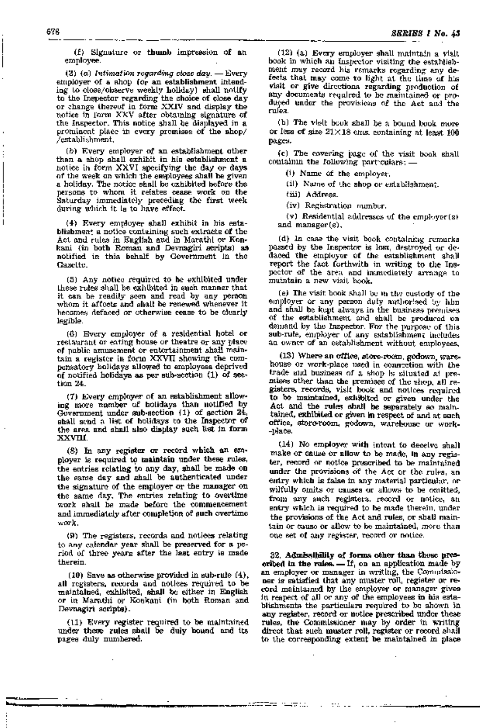(f) Signature or thumb impression of an employee.

(3) (a) *Intimation regarding close day.* — Every employer of a shop (or an establishment intending to close/observe weekly holiday) shall notify to the Inspector regarding the choice of close day or change thereof in form XXIV and display the notice in form XXV after obtaining signature of the Inspector. This notice shall be displayed in a prominent place in every premises of the shop/ /establishment.

(b) Every employer of an establishment other than a shop shall exhibit in his establishment a notice in form XXVI specifying the day or days of the week on which the employees shall be given a holiday. The notice shall be exhibited before the persons to whom it relates cease work on the Saturday immediately preceding the first week during which it is to have effect.

(4) Every employer shall exhibit in his establishment a notice containing such extracts of the Act and rules in English and in Marathi or Konkani (in both Roman and Devnagiri scripts) as notified in this behalf by Government in the Gazette.

(5) Any notice required to be exhibited under these rules shall be exhibited in such manner that it can be readily seen and read by any person whom it affects and shall be renewed whenever it becomes defaced or otherwise cease to be clearly legible.

(6) Every employer of a residential hotel or restaurant or eating house or theatre or any place of public amusement or entertainment shall maintain a register in form XXVII showing the compensatory holidays allowed to employees deprived of notified holidays as per sub-section (1) of section 24.

(7) Every employer of an establishment allowing more number of holidays than notified by Government under sub-section (1) of section 24, shall send a list of holidays to the Inspector of the area and shall also display such list in form XXVIII.

(8) In any register or record which an employer is required to maintain under these rules, the entries relating to any day, shall be made on the same day and shall be authenticated under the signature of the employer or the manager on the same day. The entries relating to overtime work shall be made before the commencement and immediately after completion of such overtime work.

(9) The registers, records and notices relating to any calendar year shall be preserved for a period of three years after the last entry is made therein.

(10) Save as otherwise provided in sub-rule (4), all registers, records and notices required to be maintained, exhibited, shall be either in English or in Marathi or Konkani (in both Roman and Devnagiri scripts).

(11) Every register required to be maintained under these rules shall be duly bound and its pages duly numbered.

(12) (a) Every employer shall maintain a visit book in which an Inspector visiting the establishment may record his remarks regarding any defects that may come to light at the time of his visit or give directions regarding production of any documents required to be maintained or produced under the provisions of the Act and the rules.

(b) The visit book shall be a bound book more or less of size 21×18 cms. containing at least 100 pages.

(c) The covering page of the visit book shall contain the following particulars: —

(i) Name of the employer.

(ii) Name of the shop or establishment.

(iii) Address.

(iv) Registration number.

(v) Residential addresses of the employer(s) and manager(s).

(d) In case the visit book containing remarks passed by the Inspector is lost, destroyed or defaced the employer of the establishment shall report the fact forthwith in writing to the Inspector of the area and immediately arrange to maintain a new visit book.

(e) The visit book shall be in the custody of the employer or any person duly authorised by him and shall be kept always in the business premises of the establishment and shall be produced on demand by the Inspector. For the purpose of this sub-rule, employer of any establishment includes an owner of an establishment without employees.

(13) Where an office, store-room, godown, warehouse or work-place used in connection with the trade and business of a shop is situated at premises other than the premises of the shop, all registers, records, visit book and notices required to be maintained, exhibited or given under the Act and the rules shall be separately so maintained, exhibited or given in respect of and at such office, store-room, godown, warehouse or work-place.

(14) No employer with intent to deceive shall make or cause or allow to be made, in any register, record or notice prescribed to be maintained under the provisions of the Act or the rules, an entry which is false in any material particular, or wilfully omits or causes or allows to be omitted, from any such registers, record or notice, an entry which is required to be made therein, under the provisions of the Act and rules, or shall maintain or cause or allow to be maintained, more than one set of any register, record or notice.

**32. Admissibility of forms other than those prescribed in the rules.** — If, on an application made by an employer or manager in writing, the Commissioner is satisfied that any muster roll, register or record maintained by the employer or manager gives in respect of all or any of the employees in his establishments the particulars required to be shown in any register, record or notice prescribed under these rules, the Commissioner may by order in writing direct that such muster roll, register or record shall to the corresponding extent be maintained in place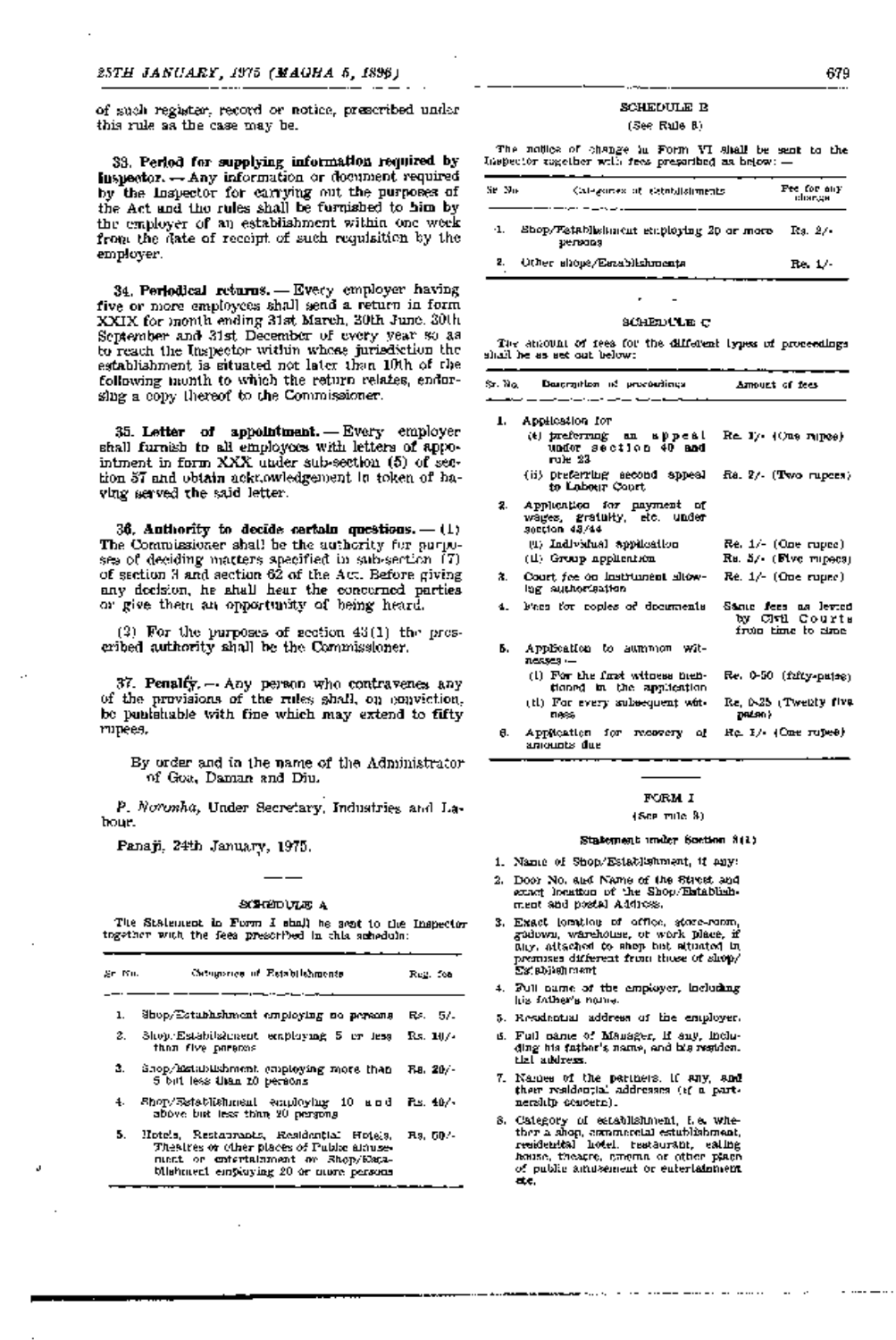of such register, record or notice, prescribed under this rule as the case may be.

33. **Period for supplying information required by Inspector.** — Any information or document required by the Inspector for carrying out the purposes of the Act and the rules shall be furnished to him by the employer of an establishment within one week from the date of receipt of such requisition by the employer.

34. **Periodical returns.** — Every employer having five or more employees shall send a return in form XXIX for month ending 31st March, 30th June, 30th September and 31st December of every year so as to reach the Inspector within whose jurisdiction the establishment is situated not later than 10th of the following month to which the return relates, endorsing a copy thereof to the Commissioner.

35. **Letter of appointment.** — Every employer shall furnish to all employees with letters of appointment in form XXX under sub-section (5) of section 57 and obtain acknowledgement in token of having served the said letter.

36. **Authority to decide certain questions.** — (1) The Commissioner shall be the authority for purposes of deciding matters specified in sub-section (7) of section 3 and section 62 of the Act. Before giving any decision, he shall hear the concerned parties or give them an opportunity of being heard.

(2) For the purposes of section 43(1) the prescribed authority shall be the Commissioner.

37. **Penalty.** — Any person who contravenes any of the provisions of the rules shall, on conviction, be punishable with fine which may extend to fifty rupees.

By order and in the name of the Administrator of Goa, Daman and Diu.

*P. Noronha*, Under Secretary, Industries and Labour.

Panaji, 24th January, 1975.

## SCHEDULE A

The Statement in Form I shall be sent to the Inspector together with the fees prescribed in this schedule:

| Sr. No. | Categories of Establishments | Reg. fee |
|---|---|---|
| 1. | Shop/Establishment employing no persons | Rs. 5/- |
| 2. | Shop/Establishment employing 5 or less than five persons | Rs. 10/- |
| 3. | Shop/Establishment employing more than 5 but less than 10 persons | Rs. 20/- |
| 4. | Shop/Establishment employing 10 and above but less than 20 persons | Rs. 40/- |
| 5. | Hotels, Restaurants, Residential Hotels, Theatres or other places of Public amusement or entertainment or Shop/Establishment employing 20 or more persons | Rs. 50/- |

## SCHEDULE B

(See Rule 8)

The notice of change in Form VI shall be sent to the Inspector together with fees prescribed as below: —

| Sr. No. | Categories of establishments | Fee for any change |
|---|---|---|
| 1. | Shop/Establishment employing 20 or more persons | Rs. 2/- |
| 2. | Other shops/Establishments | Re. 1/- |

## SCHEDULE C

The amount of fees for the different types of proceedings shall be as set out below:

| Sr. No. | Description of proceedings | Amount of fees |
|---|---|---|
| 1. | Application for | |
| | (i) preferring an appeal under section 40 and rule 23 | Re. 1/- (One rupee) |
| | (ii) preferring second appeal to Labour Court | Rs. 2/- (Two rupees) |
| 2. | Application for payment of wages, gratuity, etc. under section 43/44 | |
| | (i) Individual application | Re. 1/- (One rupee) |
| | (ii) Group application | Rs. 5/- (Five rupees) |
| 3. | Court fee on instrument allowing authorisation | Re. 1/- (One rupee) |
| 4. | Fees for copies of documents | Same fees as levied by Civil Courts from time to time |
| 5. | Application to summon witnesses — | |
| | (i) For the first witness mentioned in the application | Re. 0-50 (fifty-paise) |
| | (ii) For every subsequent witness | Re. 0-25 (Twenty five paise) |
| 6. | Application for recovery of amounts due | Re. 1/- (One rupee) |

## FORM I

(See rule 3)

**Statement under Section 3(1)**

1. Name of Shop/Establishment, if any:
2. Door No. and Name of the Street and exact location of the Shop/Establishment and postal Address.
3. Exact location of office, store-room, godown, warehouse, or work place, if any, attached to shop but situated in premises different from those of shop/Establishment
4. Full name of the employer, including his father's name.
5. Residential address of the employer.
6. Full name of Manager, if any, including his father's name, and his residential address.
7. Names of the partners, if any, and their residential addresses (if a partnership concern).
8. Category of establishment, i.e. whether a shop, commercial establishment, residential hotel, restaurant, eating house, theatre, cinema or other place of public amusement or entertainment etc.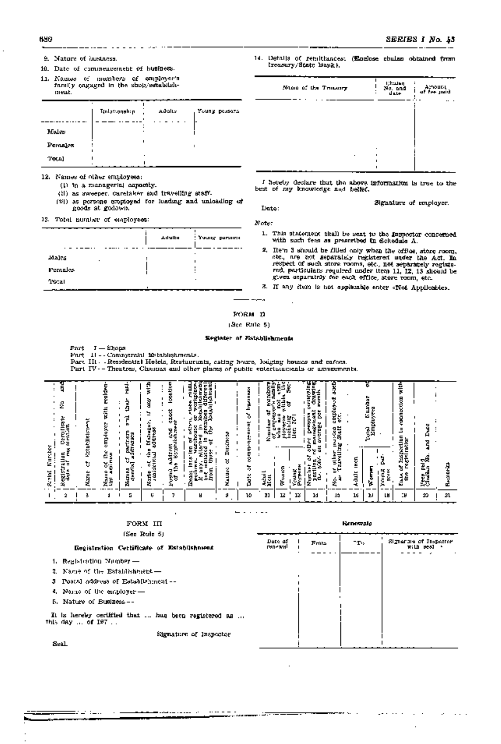9. Nature of business.

10. Date of commencement of business.

11. Names of members of employer's family engaged in the shop/establishment.

| | Relationship | Adults | Young persons |
|---|---|---|---|
| Males | | | |
| Females | | | |
| Total | | | |

12. Names of other employees:
    - (i) in a managerial capacity.
    - (ii) as sweeper, caretaker and travelling staff.
    - (iii) as persons employed for loading and unloading of goods at godown.

13. Total number of employees:

| | Adults | Young persons |
|---|---|---|
| Males | | |
| Females | | |
| Total | | |

14. Details of remittances: (Enclose chalan obtained from treasury/State Bank).

| Name of the Treasury | Chalan No. and date | Amount of fee paid |
|---|---|---|
| | | |

I hereby declare that the above information is true to the best of my knowledge and belief.

Signature of employer.

Date:

*Note:*

1. This statement shall be sent to the Inspector concerned with such fees as prescribed in Schedule A.
2. Item 3 should be filled only when the office, store room, etc., are not separately registered under the Act. In respect of such store rooms, etc., not separately registered, particulars required under item 11, 12, 13 should be given separately for each office, store room, etc.
3. If any item is not applicable enter «Not Applicable».

---

## FORM II

(See Rule 5)

### Register of Establishments

Part I — Shops

Part II — Commercial Establishments.

Part III — Residential Hotels, Restaurants, eating house, lodging houses and cafes.

Part IV — Theatres, Cinemas and other places of public entertainments or amusements.

| Serial Number | Registration Certificate No. and date of registration | Name of Establishment | Name of the employer with residential address | Names of partners and their residential addresses | Name of the Manager, if any with residential address | Postal address and exact location of the Establishment | Exact location of office, store room, godown, warehouse or workplace if any, attached to the Establishment but situated in premises different from those of the Establishment | Nature of Business | Date of commencement of business | Number of members of employer's family who are not employees within the meaning of Section 2(7): Adult Men | Women | Young Persons | Number of other persons employing position of management drawing Rs. 500/- on average per month | No. of other persons employed such as Travelling Staff etc. | Total Number of Employees: Adult men | Women | Young persons | Date of Inspection in connection with the registration | Fees paid Chalan No. and Date | Remarks |
|---|---|---|---|---|---|---|---|---|---|---|---|---|---|---|---|---|---|---|---|---|
| 1 | 2 | 3 | 4 | 5 | 6 | 7 | 8 | 9 | 10 | 11 | 12 | 13 | 14 | 15 | 16 | 17 | 18 | 19 | 20 | 21 |

---

## FORM III

(See Rule 5)

### Registration Certificate of Establishment

1. Registration Number —
2. Name of the Establishment —
3. Postal address of Establishment —
4. Name of the employer —
5. Nature of Business —

It is hereby certified that ... has been registered as ... this day ... of 197 ..

Signature of Inspector

Seal.

### Renewals

| Date of renewal | From | To | Signature of Inspector with seal |
|---|---|---|---|
| | | | |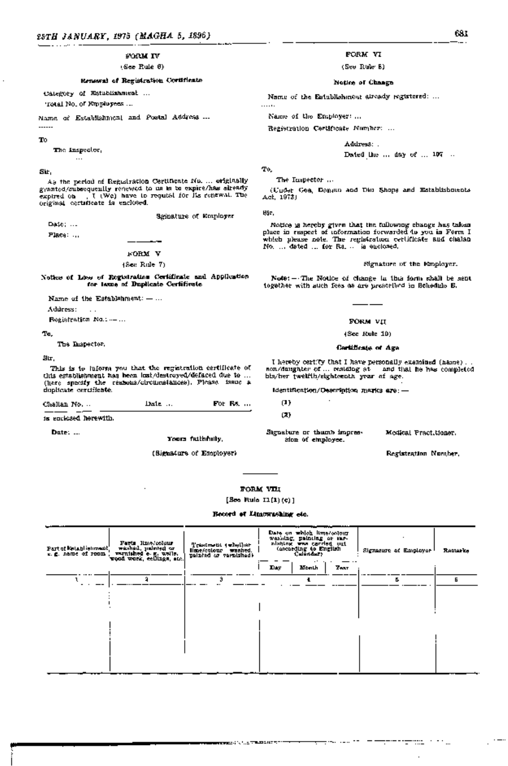## FORM IV

(See Rule 6)

### Renewal of Registration Certificate

Category of Establishment ...

Total No. of Employees ...

Name of Establishment and Postal Address ...

......

To

The Inspector,

...

Sir,

As the period of Registration Certificate No. ... originally granted/subsequently renewed to us is to expire/has already expired on , I (We) have to request for its renewal. The original certificate is enclosed.

Signature of Employer

Date: ...

Place: ...

## FORM V

(See Rule 7)

### Notice of Loss of Registration Certificate and Application for issue of Duplicate Certificate

Name of the Establishment: — ...

Address: ...

Registration No.: — ...

To,

The Inspector,

Sir,

This is to inform you that the registration certificate of this establishment has been lost/destroyed/defaced due to ... (here specify the reasons/circumstances). Please issue a duplicate certificate.

Challan No. ... Date ... For Rs. ...

is enclosed herewith.

Date: ...

Yours faithfully,

(Signature of Employer)

## FORM VI

(See Rule 8)

### Notice of Change

Name of the Establishment already registered: ...

......

Name of the Employer: ...

Registration Certificate Number: ...

Address: .

Dated the ... day of ... 197 ..

To,

The Inspector ...

(Under Goa, Daman and Diu Shops and Establishments Act, 1973)

Sir,

Notice is hereby given that the following change has taken place in respect of information forwarded to you in Form I which please note. The registration certificate and challan No. ... dated ... for Rs. ... is enclosed.

Signature of the Employer.

**Note:** — The Notice of change in this form shall be sent together with such fees as are prescribed in Schedule B.

## FORM VII

(See Rule 10)

### Certificate of Age

I hereby certify that I have personally examined (name) . . son/daughter of ... residing at and that he has completed his/her twelfth/eighteenth year of age.

Identification/Description marks are: —

(1)

(2)

Signature or thumb impression of employee.

Medical Practitioner.

Registration Number.

## FORM VIII

[See Rule 11(1)(c)]

### Record of Limewashing etc.

| Part of Establishment e. g. name of room | Parts lime/colour washed, painted or varnished e. g. walls, wood work, ceilings, etc. | Treatment (whether lime/colour washed, painted or varnished) | Date on which lime/colour washing, painting or varnishing was carried out (according to English Calendar) | | | Signature of Employer | Remarks |
|---|---|---|---|---|---|---|---|
| | | | Day | Month | Year | | |
| 1 | 2 | 3 | 4 | | | 5 | 6 |
| | | | | | | | |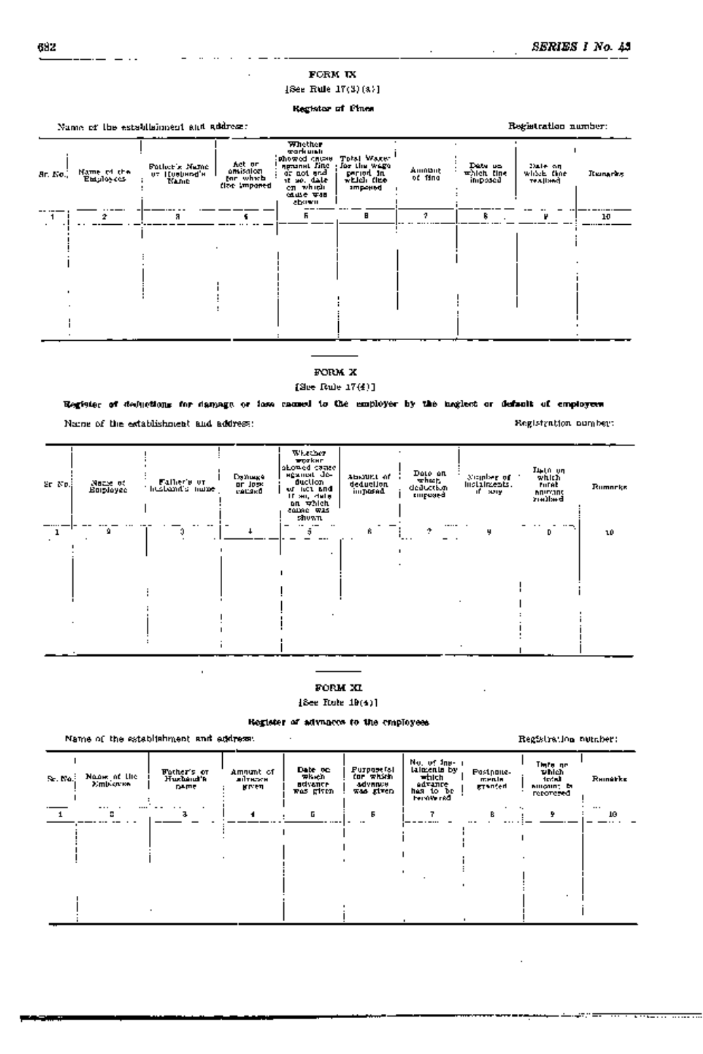## FORM IX

[See Rule 17(3)(a)]

### Register of Fines

Name of the establishment and address: Registration number:

| Sr. No. | Name of the Employee | Father's Name or Husband's Name | Act or omission for which fine imposed | Whether workman showed cause against fine or not and if so, date on which cause was shown | Total Wages for the wage period in which fine imposed | Amount of fine | Date on which fine imposed | Date on which fine realised | Remarks |
|---|---|---|---|---|---|---|---|---|---|
| 1 | 2 | 3 | 4 | 5 | 6 | 7 | 8 | 9 | 10 |
| | | | | | | | | | |

## FORM X

[See Rule 17(4)]

### Register of deductions for damage or loss caused to the employer by the neglect or default of employees

Name of the establishment and address: Registration number:

| Sr. No. | Name of Employee | Father's or husband's name | Damage or loss caused | Whether worker showed cause against deduction or not and if so, date on which cause was shown | Amount of deduction imposed | Date on which deduction imposed | Number of instalments, if any | Date on which total amount realised | Remarks |
|---|---|---|---|---|---|---|---|---|---|
| 1 | 2 | 3 | 4 | 5 | 6 | 7 | 8 | 9 | 10 |
| | | | | | | | | | |

## FORM XI

[See Rule 19(4)]

### Register of advances to the employees

Name of the establishment and address: Registration number:

| Sr. No. | Name of the Employee | Father's or Husband's name | Amount of advance given | Date on which advance was given | Purpose(s) for which advance was given | No. of instalments by which advance has to be recovered | Postponements granted | Date on which total amount is recovered | Remarks |
|---|---|---|---|---|---|---|---|---|---|
| 1 | 2 | 3 | 4 | 5 | 6 | 7 | 8 | 9 | 10 |
| | | | | | | | | | |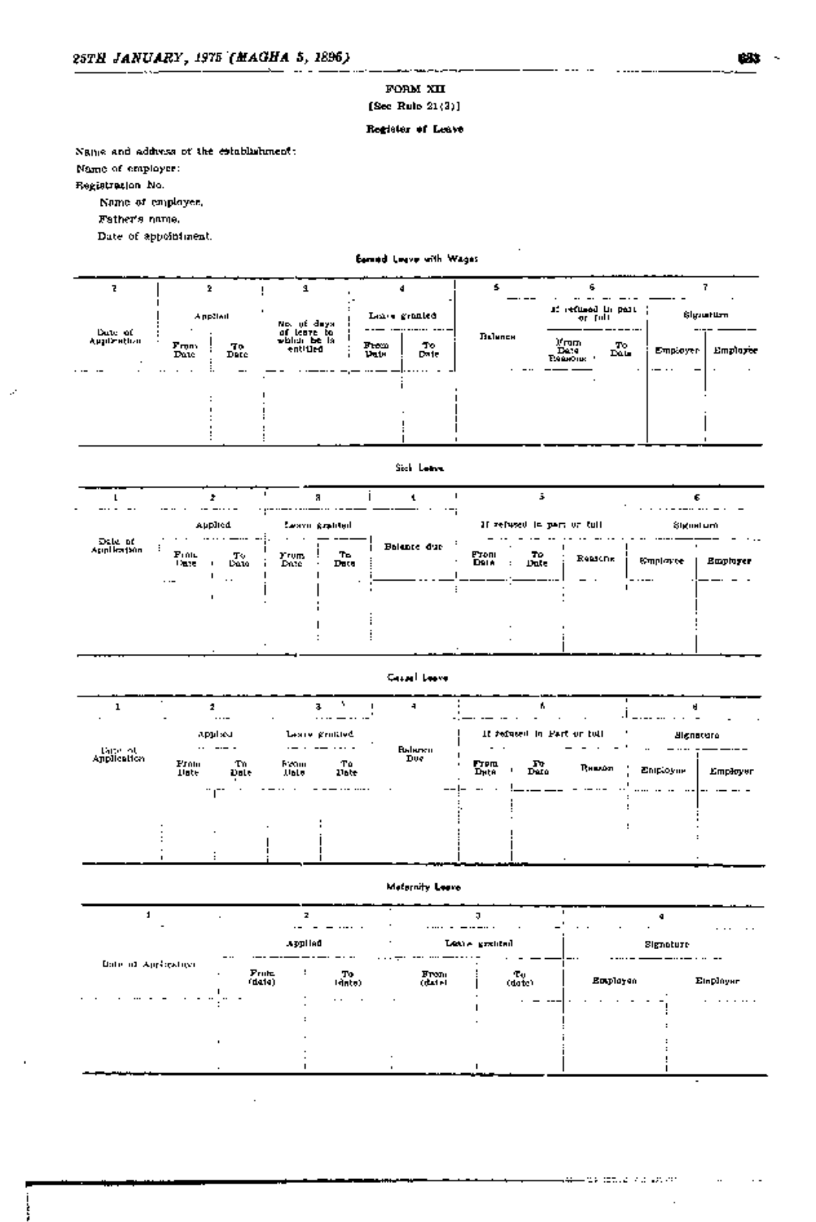FORM XII

[See Rule 21(3)]

**Register of Leave**

Name and address of the establishment:

Name of employer:

Registration No.

Name of employee,

Father's name,

Date of appointment.

**Earned Leave with Wages**

| 1 | 2 | | 3 | 4 | | 5 | 6 | | 7 | |
|---|---|---|---|---|---|---|---|---|---|---|
| Date of Application | Applied | | No. of days of leave to which he is entitled | Leave granted | | Balance | If refused in part or full | | Signature | |
| | From Date | To Date | | From Date | To Date | | From Date Reasons | To Date | Employer | Employee |
| | | | | | | | | | | |

**Sick Leave**

| 1 | 2 | | 3 | | 4 | 5 | | | 6 | |
|---|---|---|---|---|---|---|---|---|---|---|
| Date of Application | Applied | | Leave granted | | Balance due | If refused in part or full | | | Signature | |
| | From Date | To Date | From Date | To Date | | From Date | To Date | Reasons | Employee | Employer |
| | | | | | | | | | | |

**Casual Leave**

| 1 | 2 | | 3 | | 4 | 5 | | | 6 | |
|---|---|---|---|---|---|---|---|---|---|---|
| Date of Application | Applied | | Leave granted | | Balance Due | If refused in Part or full | | | Signature | |
| | From Date | To Date | From Date | To Date | | From Date | To Date | Reason | Employee | Employer |
| | | | | | | | | | | |

**Maternity Leave**

| 1 | 2 | | 3 | | 4 | |
|---|---|---|---|---|---|---|
| Date of Application | Applied | | Leave granted | | Signature | |
| | From (date) | To (date) | From (date) | To (date) | Employee | Employer |
| | | | | | | |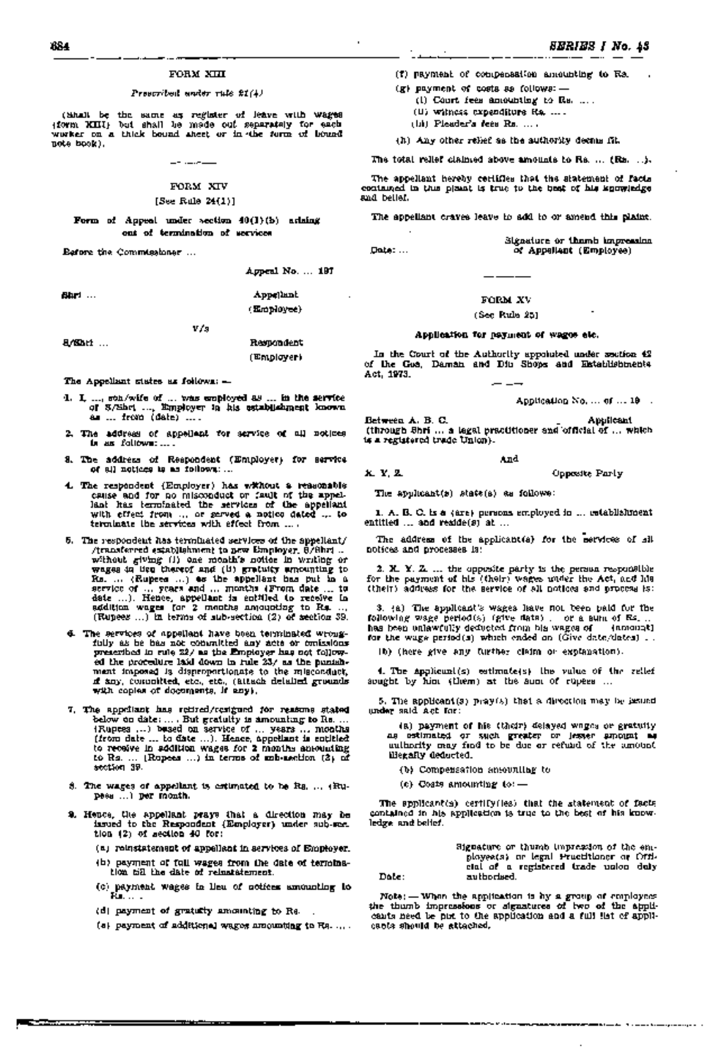## FORM XIII

*Prescribed under rule 21(4)*

(Shall be the same as register of leave with wages (form XIII) but shall be made out separately for each worker on a thick bound sheet or in the form of bound note book).

---

## FORM XIV

[See Rule 24(1)]

**Form of Appeal under section 40(1)(b) arising out of termination of services**

Before the Commissioner ...

Appeal No. ... 197

Shri ... Appellant (Employee)

V/s

S/Shri ... Respondent (Employer)

The Appellant states as follows: —

1. I, ..., son/wife of ... was employed as ... in the service of S/Shri ..., Employer in his establishment known as ... from (date) ....
2. The address of appellant for service of all notices is as follows: ....
3. The address of Respondent (Employer) for service of all notices is as follows: ...
4. The respondent (Employer) has without a reasonable cause and for no misconduct or fault of the appellant has terminated the services of the appellant with effect from ... or served a notice dated ... to terminate the services with effect from ... .
5. The respondent has terminated services of the appellant/ /transferred establishment to new Employer, S/Shri .. without giving (i) one month's notice in writing or wages in lieu thereof and (ii) gratuity amounting to Rs. ... (Rupees ...) as the appellant has put in a service of ... years and ... months (From date ... to date ...). Hence, appellant is entitled to receive in addition wages for 2 months amounting to Rs. ..., (Rupees ...) in terms of sub-section (2) of section 39.
6. The services of appellant have been terminated wrongfully as he has not committed any acts or omissions prescribed in rule 22/ as the Employer has not followed the procedure laid down in rule 23/ as the punishment imposed is disproportionate to the misconduct, if any, committed, etc., etc., (attach detailed grounds with copies of documents, if any).
7. The appellant has retired/resigned for reasons stated below on date: ... . But gratuity is amounting to Rs. ... (Rupees ...) based on service of ... years ... months (from date ... to date ...). Hence, appellant is entitled to receive in addition wages for 2 months amounting to Rs. ... (Rupees ...) in terms of sub-section (2) of section 39.
8. The wages of appellant is estimated to be Rs. ..., (Rupees ...) per month.
9. Hence, the appellant prays that a direction may be issued to the Respondent (Employer) under sub-section (2) of section 40 for:
   - (a) reinstatement of appellant in services of Employer.
   - (b) payment of full wages from the date of termination till the date of reinstatement.
   - (c) payment wages in lieu of notices amounting to Rs. ... .
   - (d) payment of gratuity amounting to Rs. .
   - (e) payment of additional wages amounting to Rs. ... .
   - (f) payment of compensation amounting to Rs. .
   - (g) payment of costs as follows: —
     - (i) Court fees amounting to Rs. ... .
     - (ii) witness expenditure Rs. ... .
     - (iii) Pleader's fees Rs. ... .
   - (h) Any other relief as the authority deems fit.

The total relief claimed above amounts to Rs. ... (Rs. ...).

The appellant hereby certifies that the statement of facts contained in this plaint is true to the best of his knowledge and belief.

The appellant craves leave to add to or amend this plaint.

Date: ...

Signature or thumb impression of Appellant (Employee)

---

## FORM XV

(See Rule 25)

**Application for payment of wages etc.**

In the Court of the Authority appointed under section 42 of the Goa, Daman and Diu Shops and Establishments Act, 1973.

---

Application No. ... of ... 19 .

Between A. B. C. Applicant (through Shri ... a legal practitioner and official of ... which is a registered trade Union).

And

X. Y. Z. Opposite Party

The applicant(s) state(s) as follows:

1. A. B. C. is a (are) persons employed in ... establishment entitled ... and reside(s) at ...

The address of the applicant(s) for the services of all notices and processes is:

2. X. Y. Z. ... the opposite party is the person responsible for the payment of his (their) wages under the Act, and his (their) address for the service of all notices and process is:

3. (a) The applicant's wages have not been paid for the following wage period(s) (give date) . or a sum of Rs. .. has been unlawfully deducted from his wages of (amount) for the wage period(s) which ended on (Give date/dates) . .

(b) (here give any further claim or explanation).

4. The applicant(s) estimate(s) the value of the relief sought by him (them) at the sum of rupees ...

5. The applicant(s) pray(s) that a direction may be issued under said Act for:

- (a) payment of his (their) delayed wages or gratuity as estimated or such greater or lesser amount as authority may find to be due or refund of the amount illegally deducted.
- (b) Compensation amounting to
- (c) Costs amounting to: —

The applicant(s) certify(ies) that the statement of facts contained in his application is true to the best of his knowledge and belief.

Date:

Signature or thumb impression of the employee(s) or legal Practitioner or Official of a registered trade union duly authorised.

Note: — When the application is by a group of employees the thumb impressions or signatures of two of the applicants need be put to the application and a full list of applicants should be attached.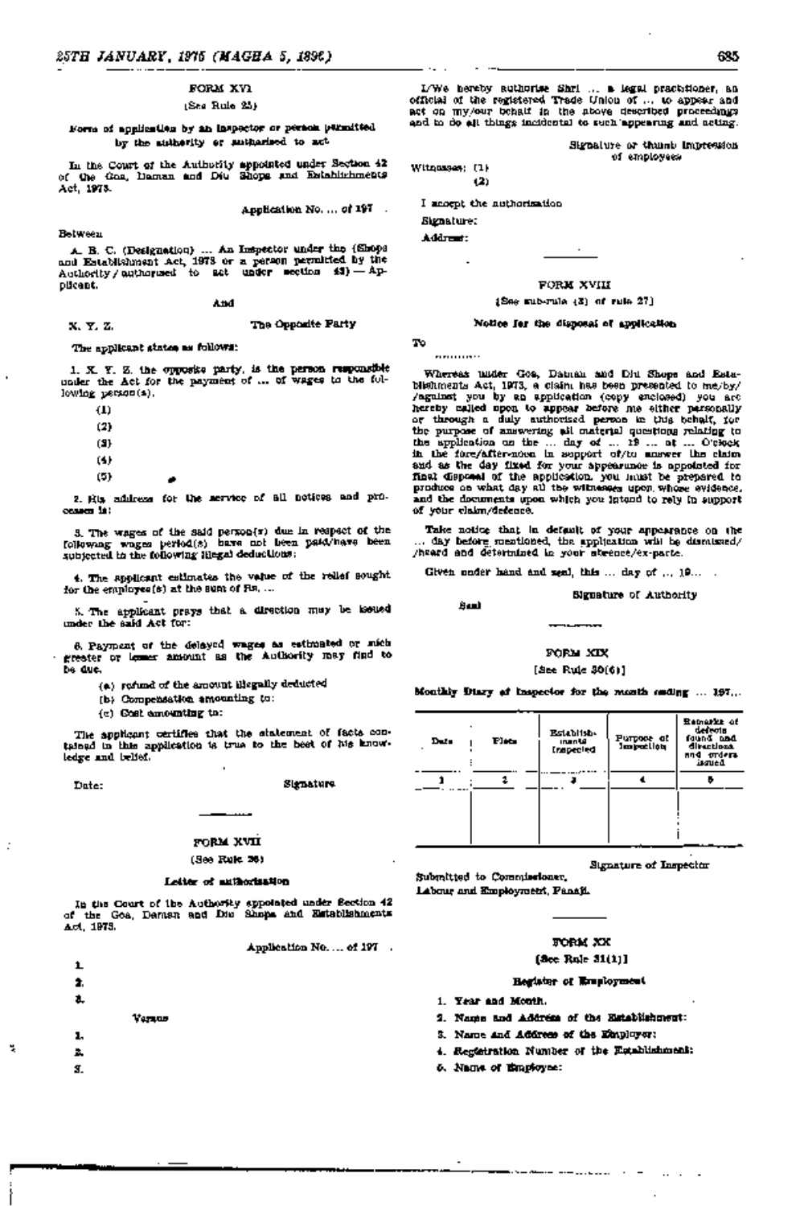## FORM XVI

(See Rule 25)

**Form of application by an Inspector or person permitted by the authority or authorised to act**

In the Court of the Authority appointed under Section 42 of the Goa, Daman and Diu Shops and Establishments Act, 1973.

Application No. ... of 197 .

Between

A. B. C. (Designation) ... An Inspector under the (Shops and Establishment Act, 1973 or a person permitted by the Authority / authorised to act under section 43) — Applicant.

And

X. Y. Z. The Opposite Party

The applicant states as follows:

1. X. Y. Z. the opposite party, is the person responsible under the Act for the payment of ... of wages to the following person(s).

(1)

(2)

(3)

(4)

(5)

2. His address for the service of all notices and processes is:

3. The wages of the said person(s) due in respect of the following wages period(s) have not been paid/have been subjected to the following illegal deductions:

4. The applicant estimates the value of the relief sought for the employee(s) at the sum of Rs. ...

5. The applicant prays that a direction may be issued under the said Act for:

6. Payment of the delayed wages as estimated or such greater or lesser amount as the Authority may find to be due.

(a) refund of the amount illegally deducted

(b) Compensation amounting to:

(c) Cost amounting to:

The applicant certifies that the statement of facts contained in this application is true to the best of his knowledge and belief.

Date: Signature

## FORM XVII

(See Rule 26)

**Letter of authorisation**

In the Court of the Authority appointed under Section 42 of the Goa, Daman and Diu Shops and Establishments Act, 1973.

Application No. ... of 197 .

1.

2.

3.

Versus

1.

2.

3.

I/We hereby authorise Shri ... a legal practitioner, an official of the registered Trade Union of ... to appear and act on my/our behalf in the above described proceedings and to do all things incidental to such appearing and acting.

Signature or thumb impression of employees

Witnesses: (1)

(2)

I accept the authorisation

Signature:

Address:

## FORM XVIII

(See sub-rule (3) of rule 27)

**Notice for the disposal of application**

To

...........

Whereas under Goa, Daman and Diu Shops and Establishments Act, 1973, a claim has been presented to me/by/ /against you by an application (copy enclosed) you are hereby called upon to appear before me either personally or through a duly authorised person in this behalf, for the purpose of answering all material questions relating to the application on the ... day of ... 19 ... at ... O'clock in the fore/after-noon in support of/to answer the claim and as the day fixed for your appearance is appointed for final disposal of the application, you must be prepared to produce on what day all the witnesses upon whose evidence, and the documents upon which you intend to rely in support of your claim/defence.

Take notice that in default of your appearance on the ... day before mentioned, the application will be dismissed/ /heard and determined in your absence/ex-parte.

Given under hand and seal, this ... day of ... 19... .

Seal

Signature of Authority

## FORM XIX

[See Rule 30(6)]

**Monthly Diary of Inspector for the month ending ... 197...**

| Date | Place | Establishments inspected | Purpose of inspection | Remarks of defects found and directions and orders issued |
|---|---|---|---|---|
| 1 | 2 | 3 | 4 | 5 |
| | | | | |

Signature of Inspector

Submitted to Commissioner,
Labour and Employment, Panaji.

## FORM XX

[See Rule 31(1)]

**Register of Employment**

1. Year and Month.
2. Name and Address of the Establishment:
3. Name and Address of the Employer:
4. Registration Number of the Establishment:
5. Name of Employee: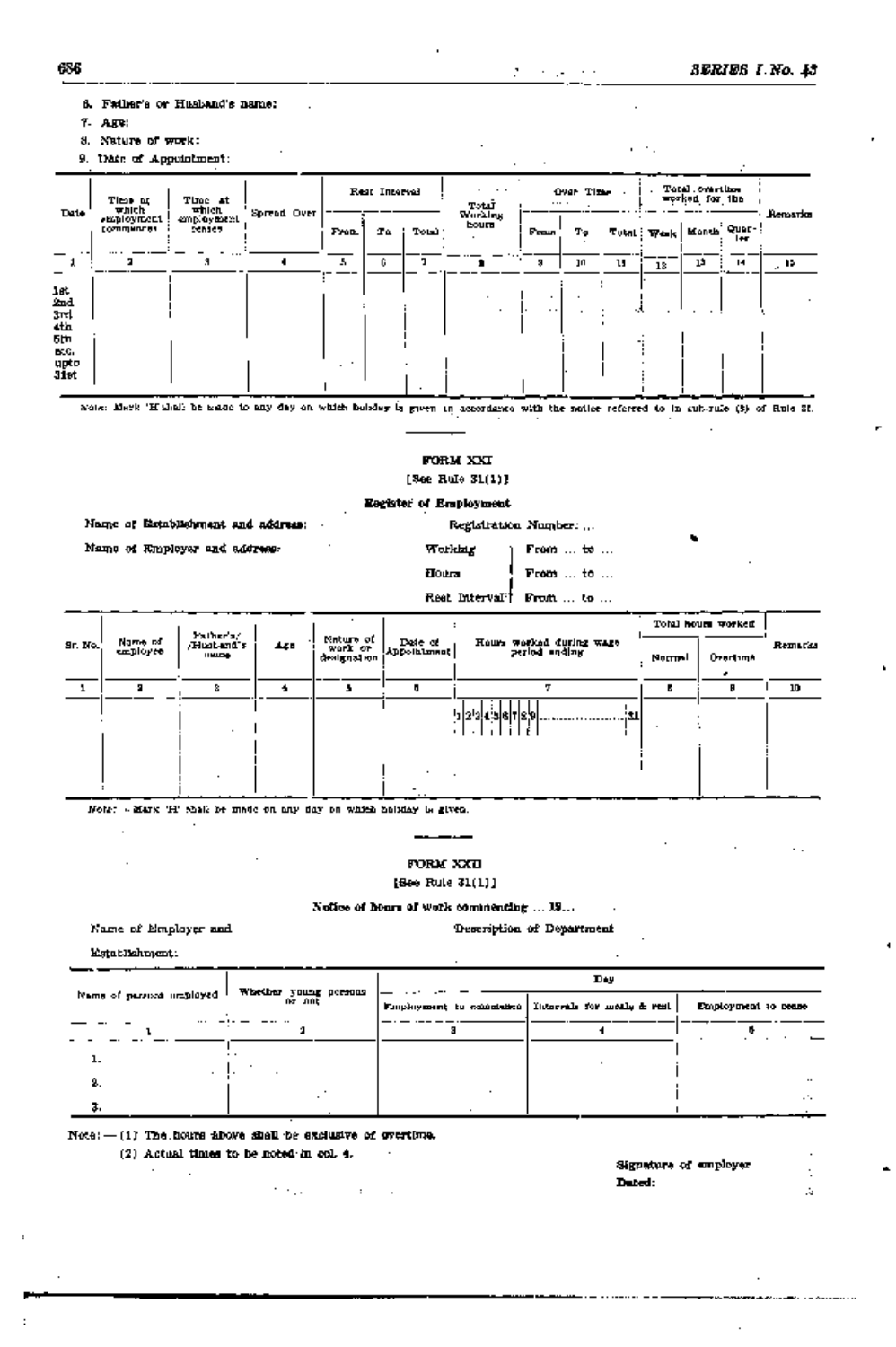6. Father's or Husband's name:

7. Age:

8. Nature of work:

9. Date of Appointment:

| Date | Time at which employment commences | Time at which employment ceases | Spread Over | Rest Interval | | | Total Working hours | Over Time | | | Total overtime worked for the | | | Remarks |
|---|---|---|---|---|---|---|---|---|---|---|---|---|---|---|
| | | | | From | To | Total | | From | To | Total | Week | Month | Quarter | |
| 1 | 2 | 3 | 4 | 5 | 6 | 7 | 8 | 9 | 10 | 11 | 12 | 13 | 14 | 15 |
| 1st<br>2nd<br>3rd<br>4th<br>5th<br>etc.<br>upto<br>31st | | | | | | | | | | | | | | |

Note: Mark 'H' shall be made to any day on which holiday is given in accordance with the notice referred to in sub-rule (3) of Rule 31.

## FORM XXI

[See Rule 31(1)]

**Register of Employment**

Name of Establishment and address:

Registration Number: ...

Name of Employer and address:

Working Hours: From ... to ...

From ... to ...

Rest Interval: From ... to ...

| Sr. No. | Name of employee | Father's/Husband's name | Age | Nature of work or designation | Date of Appointment | Hours worked during wage period ending | Total hours worked | | Remarks |
|---|---|---|---|---|---|---|---|---|---|
| | | | | | | | Normal | Overtime | |
| 1 | 2 | 3 | 4 | 5 | 6 | 7 | 8 | 9 | 10 |
| | | | | | | 1 2 3 4 5 6 7 8 9 ............ 31 | | | |

Note: Mark 'H' shall be made on any day on which holiday is given.

## FORM XXII

[See Rule 31(1)]

**Notice of hours of work commencing ... 19...**

Name of Employer and Establishment:

Description of Department

| Name of persons employed | Whether young persons or not | Day | | |
|---|---|---|---|---|
| | | Employment to commence | Intervals for meals & rest | Employment to cease |
| 1 | 2 | 3 | 4 | 5 |
| 1. | | | | |
| 2. | | | | |
| 3. | | | | |

Note: — (1) The hours above shall be exclusive of overtime.

(2) Actual times to be noted in col. 4.

Signature of employer

Dated: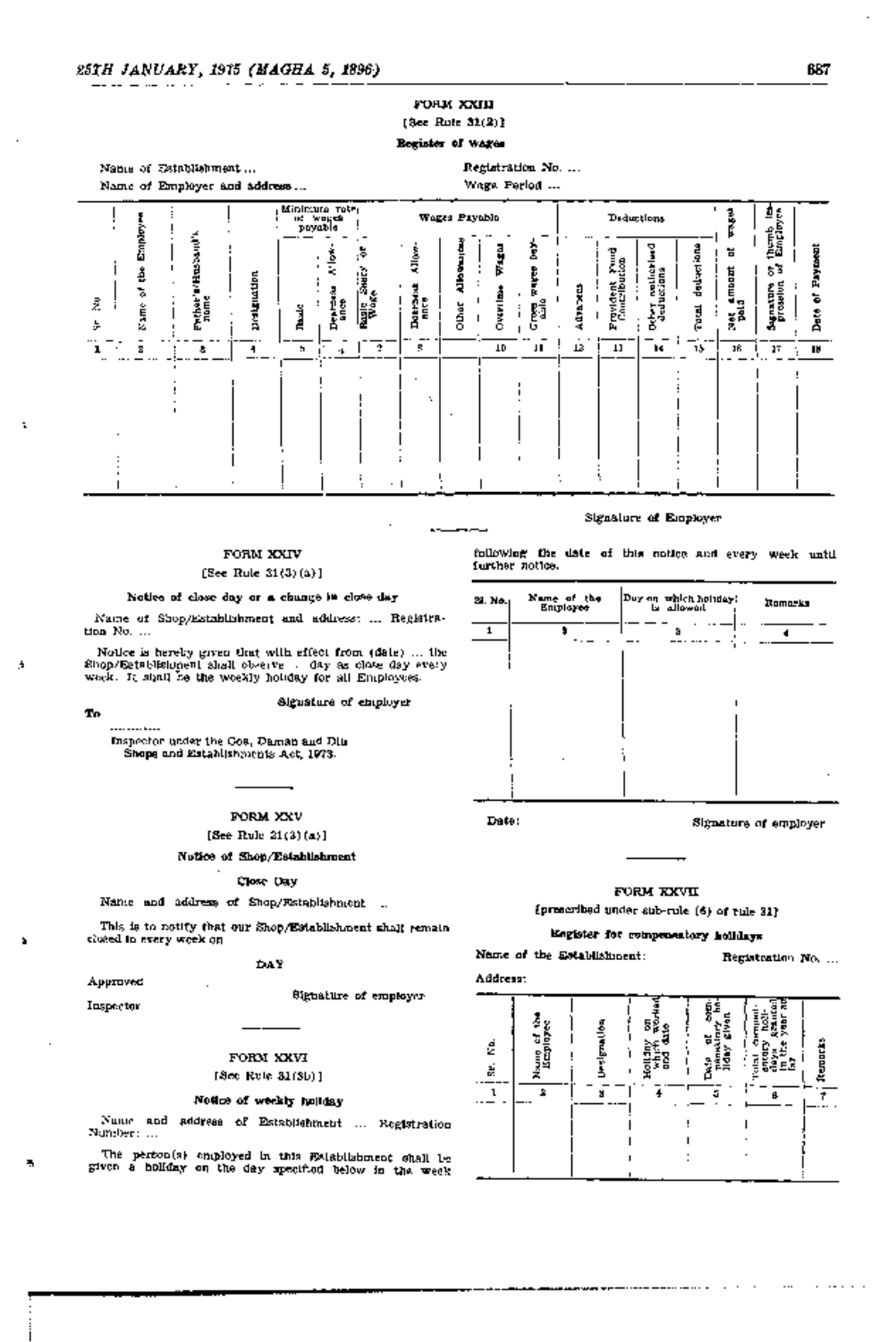FORM XXIII

[See Rule 31(2)]

**Register of wages**

Name of Establishment ... Registration No. ...

Name of Employer and address ... Wage Period ...

| Sr. No. | Name of the Employee | Father's/Husband's name | Designation | Minimum rate of wages payable | | | Wages Payable | | | | Deductions | | | | Net amount of wages paid | Signature or thumb impression of Employee | Date of Payment |
|---|---|---|---|---|---|---|---|---|---|---|---|---|---|---|---|---|---|
| | | | | Basic | Dearness Allowance | Basic Salary or Wage | Dearness Allowance | Other Allowances | Overtime Wages | Gross wages payable | Advances | Provident Fund Contribution | Other authorised deductions | Total deductions | | | |
| 1 | 2 | 3 | 4 | 5 | 6 | 7 | 8 | 9 | 10 | 11 | 12 | 13 | 14 | 15 | 16 | 17 | 18 |
| | | | | | | | | | | | | | | | | | |

Signature of Employer

FORM XXIV

[See Rule 31(3)(a)]

**Notice of close day or a change in close day**

Name of Shop/Establishment and address: ... Registration No. ...

Notice is hereby given that with effect from (date) ... the Shop/Establishment shall observe ... day as close day every week. It shall be the weekly holiday for all Employees.

Signature of employer

To

.............

Inspector under the Goa, Daman and Diu Shops and Establishments Act, 1973.

FORM XXV

[See Rule 21(3)(a)]

**Notice of Shop/Establishment**

Close Day

Name and address of Shop/Establishment ...

This is to notify that our Shop/Establishment shall remain closed in every week on

DAY

Approved

Inspector

Signature of employer

FORM XXVI

[See Rule 31(3b)]

**Notice of weekly holiday**

Name and address of Establishment ... Registration Number: ...

The person(s) employed in this Establishment shall be given a holiday on the day specified below in the week following the date of this notice and every week until further notice.

| Sl. No. | Name of the Employee | Day on which holiday is allowed | Remarks |
|---|---|---|---|
| 1 | 2 | 3 | 4 |
| | | | |

Date:

Signature of employer

FORM XXVII

[prescribed under sub-rule (6) of rule 31]

**Register for compensatory holidays**

Name of the Establishment: Registration No. ...

Address:

| Sr. No. | Name of the Employee | Designation | Holiday on which worked and date | Date of compensatory holiday given | Total compensatory holidays granted in the year so far | Remarks |
|---|---|---|---|---|---|---|
| 1 | 2 | 3 | 4 | 5 | 6 | 7 |
| | | | | | | |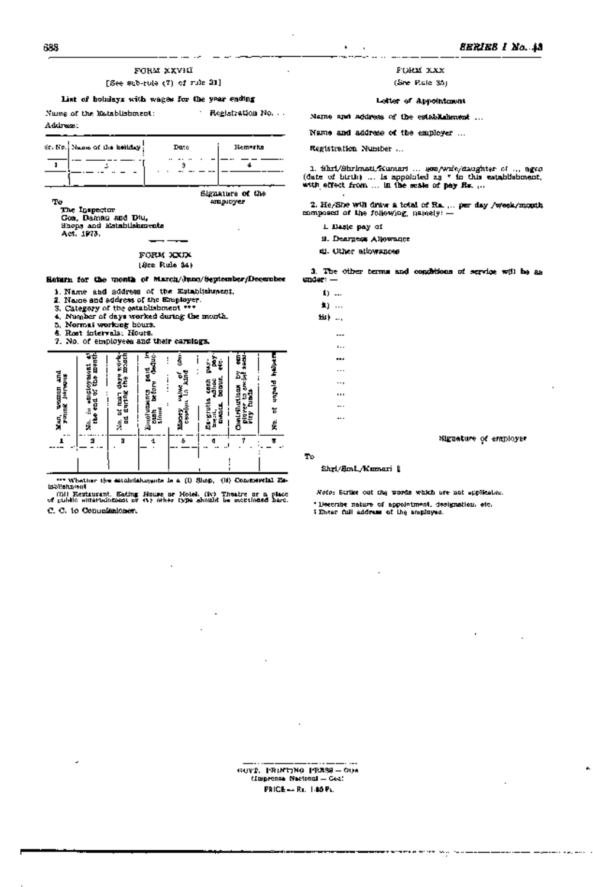FORM XXVIII

[See sub-rule (7) of rule 21]

**List of holidays with wages for the year ending**

Name of the Establishment: Registration No. ..

Address:

| Sr. No. | Name of the holiday | Date | Remarks |
|---|---|---|---|
| 1 | 2 | 3 | 4 |
| | | | |

Signature of the employer

To
The Inspector
Goa, Daman and Diu,
Shops and Establishments
Act, 1973.

FORM XXIX

(See Rule 34)

**Return for the month of March/June/September/December**

1. Name and address of the Establishment.
2. Name and address of the Employer.
3. Category of the establishment ***
4. Number of days worked during the month.
5. Normal working hours.
6. Rest intervals: Hours.
7. No. of employees and their earnings.

| Men, women and young persons | No. in employment at the end of the month | No. of man days worked during the month | Emoluments paid in cash before deductions | Money value of concession in kind | Ex-gratia cash payment, allowances, bonus, etc. | Contributions by employer to social security funds | No. of unpaid helpers |
|---|---|---|---|---|---|---|---|
| 1 | 2 | 3 | 4 | 5 | 6 | 7 | 8 |
| | | | | | | | |

*** Whether the establishments is a (i) Shop, (ii) Commercial Establishment (iii) Restaurant, Eating House or Hotel, (iv) Theatre or a place of public entertainment or (v) other type should be mentioned here.

C. C. to Commissioner.

FORM XXX

(See Rule 35)

**Letter of Appointment**

Name and address of the establishment ...

Name and address of the employer ...

Registration Number ...

1. Shri/Shrimati/Kumari ... son/wife/daughter of ... aged (date of birth) ... is appointed as * in this establishment, with effect from ... in the scale of pay Rs. ...

2. He/She will draw a total of Rs. ... per day /week/month composed of the following, namely: —

i. Basic pay of

ii. Dearness Allowance

iii. Other allowances

3. The other terms and conditions of service will be as under: —

i) ...

ii) ...

iii) ...

...

...

...

...

...

...

...

...

Signature of employer

To

Shri/Smt./Kumari §

*Note:* Strike out the words which are not applicable.

* Describe nature of appointment, designation, etc.

§ Enter full address of the employee.

GOVT. PRINTING PRESS — GOA
(Imprensa Nacional — Goa)
PRICE — Rs. 1.80 Ps.